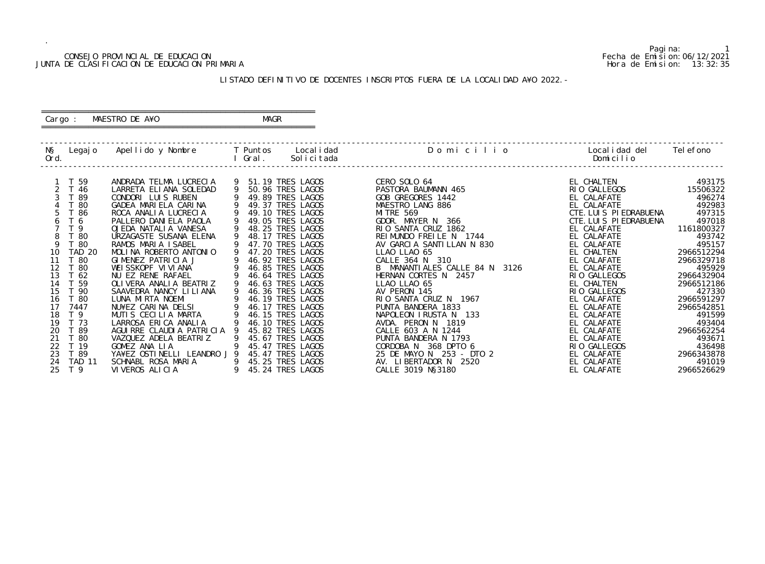CONSEJO PROVINCIAL DE EDUCACION
JUNTA DE CLASIFICACION DE EDUCACION PRIMARIA

Fecha de Emision:06/12/2021
Hora de Emision: 13:32:35

LISTADO DEFINITIVO DE DOCENTES INSCRIPTOS FUERA DE LA LOCALIDAD A¥O 2022.-

Cargo : MAESTRO DE A¥O MAGR

| N§ Ord. | Legajo | Apellido y Nombre | T I | Puntos Gral. | Localidad Solicitada | Domicilio | Localidad del Domicilio | Telefono |
|---|---|---|---|---|---|---|---|---|
| 1 | T 59 | ANDRADA TELMA LUCRECIA | 9 | 51.19 | TRES LAGOS | CERO SOLO 64 | EL CHALTEN | 493175 |
| 2 | T 46 | LARRETA ELIANA SOLEDAD | 9 | 50.96 | TRES LAGOS | PASTORA BAUMANN 465 | RIO GALLEGOS | 15506322 |
| 3 | T 89 | CONDORI LUIS RUBEN | 9 | 49.89 | TRES LAGOS | GOB GREGORES 1442 | EL CALAFATE | 496274 |
| 4 | T 80 | GADEA MARIELA CARINA | 9 | 49.37 | TRES LAGOS | MAESTRO LANG 886 | EL CALAFATE | 492983 |
| 5 | T 86 | ROCA ANALIA LUCRECIA | 9 | 49.10 | TRES LAGOS | MITRE 569 | CTE.LUIS PIEDRABUENA | 497315 |
| 6 | T 6 | PALLERO DANIELA PAOLA | 9 | 49.05 | TRES LAGOS | GDOR. MAYER N 366 | CTE.LUIS PIEDRABUENA | 497018 |
| 7 | T 9 | OJEDA NATALIA VANESA | 9 | 48.25 | TRES LAGOS | RIO SANTA CRUZ 1862 | EL CALAFATE | 1161800327 |
| 8 | T 80 | URZAGASTE SUSANA ELENA | 9 | 48.17 | TRES LAGOS | REIMUNDO FREILE N 1744 | EL CALAFATE | 493742 |
| 9 | T 80 | RAMOS MARIA ISABEL | 9 | 47.70 | TRES LAGOS | AV GARCIA SANTILLAN N 830 | EL CALAFATE | 495157 |
| 10 | TAD 20 | MOLINA ROBERTO ANTONIO | 9 | 47.20 | TRES LAGOS | LLAO LLAO 65 | EL CHALTEN | 2966512294 |
| 11 | T 80 | GIMENEZ PATRICIA J | 9 | 46.92 | TRES LAGOS | CALLE 364 N 310 | EL CALAFATE | 2966329718 |
| 12 | T 80 | WEISSKOPF VIVIANA | 9 | 46.85 | TRES LAGOS | B MANANTIALES CALLE 84 N 3126 | EL CALAFATE | 495929 |
| 13 | T 62 | NU EZ RENE RAFAEL | 9 | 46.64 | TRES LAGOS | HERNAN CORTES N 2457 | RIO GALLEGOS | 2966432904 |
| 14 | T 59 | OLIVERA ANALIA BEATRIZ | 9 | 46.63 | TRES LAGOS | LLAO LLAO 65 | EL CHALTEN | 2966512186 |
| 15 | T 90 | SAAVEDRA NANCY LILIANA | 9 | 46.36 | TRES LAGOS | AV PERON 145 | RIO GALLEGOS | 427330 |
| 16 | T 80 | LUNA MIRTA NOEMI | 9 | 46.19 | TRES LAGOS | RIO SANTA CRUZ N 1967 | EL CALAFATE | 2966591297 |
| 17 | 7447 | NU¥EZ CARINA DELSI | 9 | 46.17 | TRES LAGOS | PUNTA BANDERA 1833 | EL CALAFATE | 2966542851 |
| 18 | T 9 | MUTIS CECILIA MARTA | 9 | 46.15 | TRES LAGOS | NAPOLEON IRUSTA N 133 | EL CALAFATE | 491599 |
| 19 | T 73 | LARROSA ERICA ANALIA | 9 | 46.10 | TRES LAGOS | AVDA. PERON N 1819 | EL CALAFATE | 493404 |
| 20 | T 89 | AGUIRRE CLAUDIA PATRICIA | 9 | 45.82 | TRES LAGOS | CALLE 603 A N 1244 | EL CALAFATE | 2966562254 |
| 21 | T 80 | VAZQUEZ ADELA BEATRIZ | 9 | 45.67 | TRES LAGOS | PUNTA BANDERA N 1793 | EL CALAFATE | 493671 |
| 22 | T 19 | GOMEZ ANA LIA | 9 | 45.47 | TRES LAGOS | CORDOBA N 368 DPTO 6 | RIO GALLEGOS | 436498 |
| 23 | T 89 | YA¥EZ OSTINELLI LEANDRO J | 9 | 45.47 | TRES LAGOS | 25 DE MAYO N 253 - DTO 2 | EL CALAFATE | 2966343878 |
| 24 | TAD 11 | SCHNABL ROSA MARIA | 9 | 45.25 | TRES LAGOS | AV. LIBERTADOR N 2520 | EL CALAFATE | 491019 |
| 25 | T 9 | VIVEROS ALICIA | 9 | 45.24 | TRES LAGOS | CALLE 3019 N§3180 | EL CALAFATE | 2966526629 |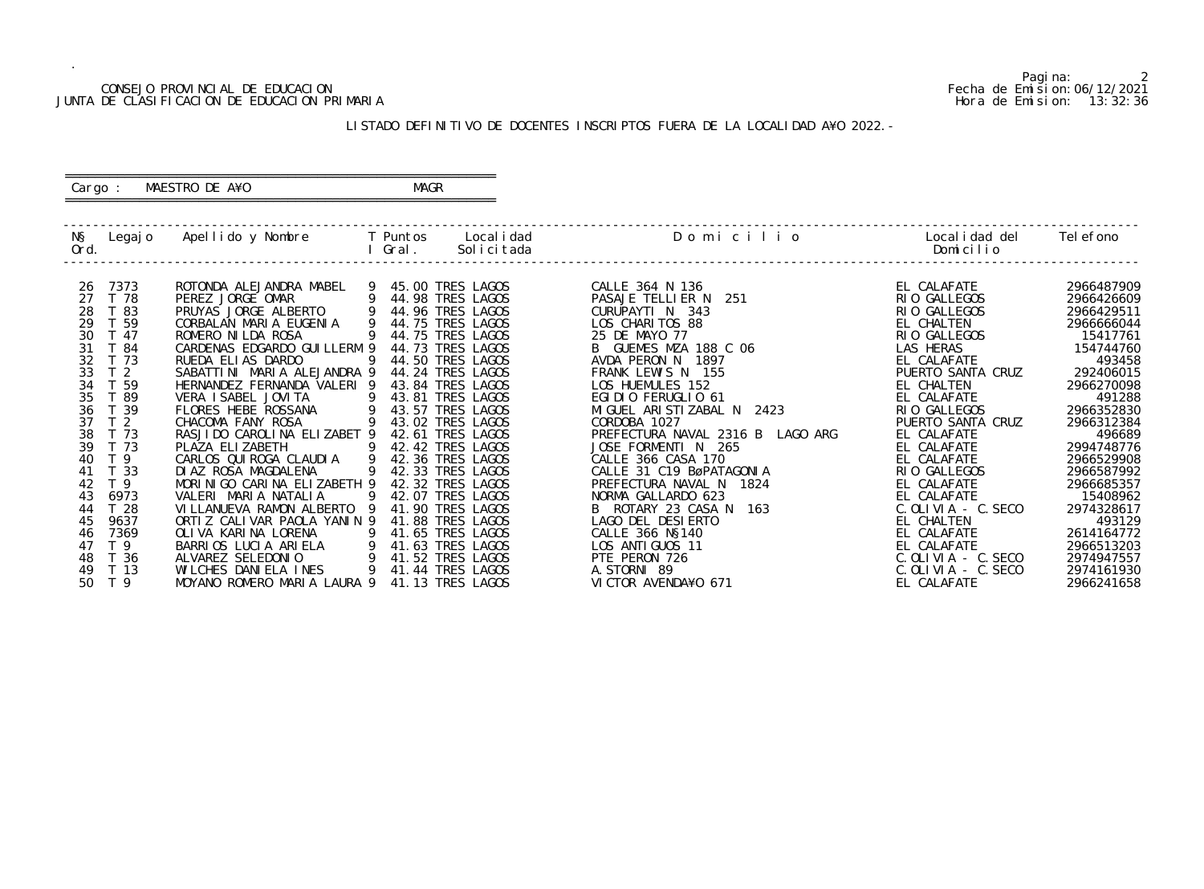CONSEJO PROVINCIAL DE EDUCACION
JUNTA DE CLASIFICACION DE EDUCACION PRIMARIA

Fecha de Emision: 06/12/2021
Hora de Emision: 13:32:36

## LISTADO DEFINITIVO DE DOCENTES INSCRIPTOS FUERA DE LA LOCALIDAD A¥O 2022.-

Cargo : MAESTRO DE A¥O    MAGR

| N§ Ord. | Legajo | Apellido y Nombre | T I | Puntos Gral. | Localidad Solicitada | Domicilio | Localidad del Domicilio | Telefono |
|---|---|---|---|---|---|---|---|---|
| 26 | 7373 | ROTONDA ALEJANDRA MABEL | 9 | 45.00 | TRES LAGOS | CALLE 364 N 136 | EL CALAFATE | 2966487909 |
| 27 | T 78 | PEREZ JORGE OMAR | 9 | 44.98 | TRES LAGOS | PASAJE TELLIER N 251 | RIO GALLEGOS | 2966426609 |
| 28 | T 83 | PRUYAS JORGE ALBERTO | 9 | 44.96 | TRES LAGOS | CURUPAYTI N 343 | RIO GALLEGOS | 2966429511 |
| 29 | T 59 | CORBALAN MARIA EUGENIA | 9 | 44.75 | TRES LAGOS | LOS CHARITOS 88 | EL CHALTEN | 2966666044 |
| 30 | T 47 | ROMERO NILDA ROSA | 9 | 44.75 | TRES LAGOS | 25 DE MAYO 77 | RIO GALLEGOS | 15417761 |
| 31 | T 84 | CARDENAS EDGARDO GUILLERM | 9 | 44.73 | TRES LAGOS | B GUEMES MZA 188 C 06 | LAS HERAS | 154744760 |
| 32 | T 73 | RUEDA ELIAS DARDO | 9 | 44.50 | TRES LAGOS | AVDA PERON N 1897 | EL CALAFATE | 493458 |
| 33 | T 2 | SABATTINI MARIA ALEJANDRA | 9 | 44.24 | TRES LAGOS | FRANK LEWIS N 155 | PUERTO SANTA CRUZ | 292406015 |
| 34 | T 59 | HERNANDEZ FERNANDA VALERI | 9 | 43.84 | TRES LAGOS | LOS HUEMULES 152 | EL CHALTEN | 2966270098 |
| 35 | T 89 | VERA ISABEL JOVITA | 9 | 43.81 | TRES LAGOS | EGIDIO FERUGLIO 61 | EL CALAFATE | 491288 |
| 36 | T 39 | FLORES HEBE ROSSANA | 9 | 43.57 | TRES LAGOS | MIGUEL ARISTIZABAL N 2423 | RIO GALLEGOS | 2966352830 |
| 37 | T 2 | CHACOMA FANY ROSA | 9 | 43.02 | TRES LAGOS | CORDOBA 1027 | PUERTO SANTA CRUZ | 2966312384 |
| 38 | T 73 | RASJIDO CAROLINA ELIZABET | 9 | 42.61 | TRES LAGOS | PREFECTURA NAVAL 2316 B LAGO ARG | EL CALAFATE | 496689 |
| 39 | T 73 | PLAZA ELIZABETH | 9 | 42.42 | TRES LAGOS | JOSE FORMENTI N 265 | EL CALAFATE | 2994748776 |
| 40 | T 9 | CARLOS QUIROGA CLAUDIA | 9 | 42.36 | TRES LAGOS | CALLE 366 CASA 170 | EL CALAFATE | 2966529908 |
| 41 | T 33 | DIAZ ROSA MAGDALENA | 9 | 42.33 | TRES LAGOS | CALLE 31 C19 BøPATAGONIA | RIO GALLEGOS | 2966587992 |
| 42 | T 9 | MORINIGO CARINA ELIZABETH | 9 | 42.32 | TRES LAGOS | PREFECTURA NAVAL N 1824 | EL CALAFATE | 2966685357 |
| 43 | 6973 | VALERI MARIA NATALIA | 9 | 42.07 | TRES LAGOS | NORMA GALLARDO 623 | EL CALAFATE | 15408962 |
| 44 | T 28 | VILLANUEVA RAMON ALBERTO | 9 | 41.90 | TRES LAGOS | B ROTARY 23 CASA N 163 | C.OLIVIA - C.SECO | 2974328617 |
| 45 | 9637 | ORTIZ CALIVAR PAOLA YANIN | 9 | 41.88 | TRES LAGOS | LAGO DEL DESIERTO | EL CHALTEN | 493129 |
| 46 | 7369 | OLIVA KARINA LORENA | 9 | 41.65 | TRES LAGOS | CALLE 366 N§140 | EL CALAFATE | 2614164772 |
| 47 | T 9 | BARRIOS LUCIA ARIELA | 9 | 41.63 | TRES LAGOS | LOS ANTIGUOS 11 | EL CALAFATE | 2966513203 |
| 48 | T 36 | ALVAREZ SELEDONIO | 9 | 41.52 | TRES LAGOS | PTE PERON 726 | C.OLIVIA - C.SECO | 2974947557 |
| 49 | T 13 | WILCHES DANIELA INES | 9 | 41.44 | TRES LAGOS | A.STORNI 89 | C.OLIVIA - C.SECO | 2974161930 |
| 50 | T 9 | MOYANO ROMERO MARIA LAURA | 9 | 41.13 | TRES LAGOS | VICTOR AVENDA¥O 671 | EL CALAFATE | 2966241658 |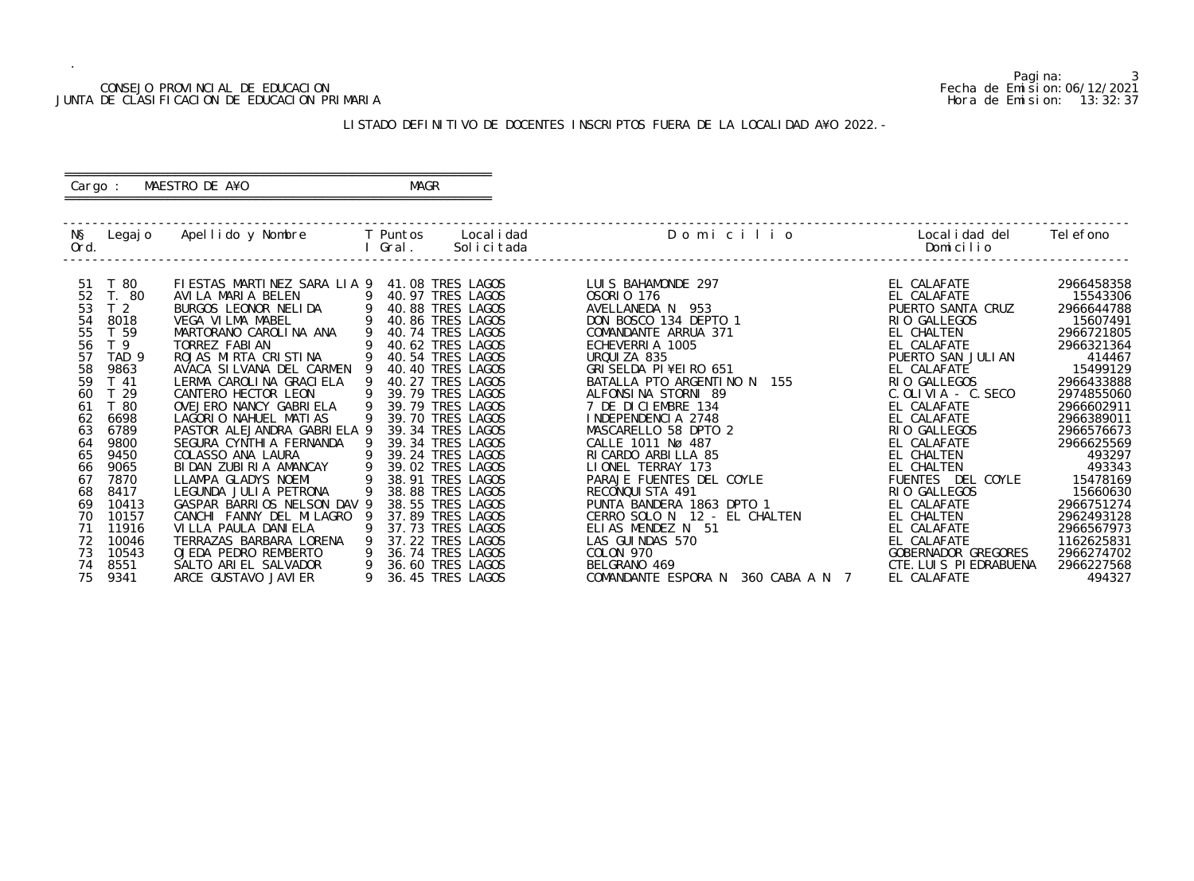CONSEJO PROVINCIAL DE EDUCACION
JUNTA DE CLASIFICACION DE EDUCACION PRIMARIA

Fecha de Emision: 06/12/2021
Hora de Emision: 13:32:37

## LISTADO DEFINITIVO DE DOCENTES INSCRIPTOS FUERA DE LA LOCALIDAD A¥O 2022.-

Cargo : MAESTRO DE A¥O MAGR

| N§ Ord. | Legajo | Apellido y Nombre | T I | Puntos Gral. | Localidad Solicitada | D o m i c i l i o | Localidad del Domicilio | Telefono |
|---|---|---|---|---|---|---|---|---|
| 51 | T 80 | FIESTAS MARTINEZ SARA LIA | 9 | 41.08 | TRES LAGOS | LUIS BAHAMONDE 297 | EL CALAFATE | 2966458358 |
| 52 | T. 80 | AVILA MARIA BELEN | 9 | 40.97 | TRES LAGOS | OSORIO 176 | EL CALAFATE | 15543306 |
| 53 | T 2 | BURGOS LEONOR NELIDA | 9 | 40.88 | TRES LAGOS | AVELLANEDA N 953 | PUERTO SANTA CRUZ | 2966644788 |
| 54 | 8018 | VEGA VILMA MABEL | 9 | 40.86 | TRES LAGOS | DON BOSCO 134 DEPTO 1 | RIO GALLEGOS | 15607491 |
| 55 | T 59 | MARTORANO CAROLINA ANA | 9 | 40.74 | TRES LAGOS | COMANDANTE ARRUA 371 | EL CHALTEN | 2966721805 |
| 56 | T 9 | TORREZ FABIAN | 9 | 40.62 | TRES LAGOS | ECHEVERRIA 1005 | EL CALAFATE | 2966321364 |
| 57 | TAD 9 | ROJAS MIRTA CRISTINA | 9 | 40.54 | TRES LAGOS | URQUIZA 835 | PUERTO SAN JULIAN | 414467 |
| 58 | 9863 | AVACA SILVANA DEL CARMEN | 9 | 40.40 | TRES LAGOS | GRISELDA PI¥EIRO 651 | EL CALAFATE | 15499129 |
| 59 | T 41 | LERMA CAROLINA GRACIELA | 9 | 40.27 | TRES LAGOS | BATALLA PTO ARGENTINO N 155 | RIO GALLEGOS | 2966433888 |
| 60 | T 29 | CANTERO HECTOR LEON | 9 | 39.79 | TRES LAGOS | ALFONSINA STORNI 89 | C.OLIVIA - C.SECO | 2974855060 |
| 61 | T 80 | OVEJERO NANCY GABRIELA | 9 | 39.79 | TRES LAGOS | 7 DE DICIEMBRE 134 | EL CALAFATE | 2966602911 |
| 62 | 6698 | LAGORIO NAHUEL MATIAS | 9 | 39.70 | TRES LAGOS | INDEPENDENCIA 2748 | EL CALAFATE | 2966389011 |
| 63 | 6789 | PASTOR ALEJANDRA GABRIELA | 9 | 39.34 | TRES LAGOS | MASCARELLO 58 DPTO 2 | RIO GALLEGOS | 2966576673 |
| 64 | 9800 | SEGURA CYNTHIA FERNANDA | 9 | 39.34 | TRES LAGOS | CALLE 1011 Nø 487 | EL CALAFATE | 2966625569 |
| 65 | 9450 | COLASSO ANA LAURA | 9 | 39.24 | TRES LAGOS | RICARDO ARBILLA 85 | EL CHALTEN | 493297 |
| 66 | 9065 | BIDAN ZUBIRIA AMANCAY | 9 | 39.02 | TRES LAGOS | LIONEL TERRAY 173 | EL CHALTEN | 493343 |
| 67 | 7870 | LLAMPA GLADYS NOEMI | 9 | 38.91 | TRES LAGOS | PARAJE FUENTES DEL COYLE | FUENTES DEL COYLE | 15478169 |
| 68 | 8417 | LEGUNDA JULIA PETRONA | 9 | 38.88 | TRES LAGOS | RECONQUISTA 491 | RIO GALLEGOS | 15660630 |
| 69 | 10413 | GASPAR BARRIOS NELSON DAV | 9 | 38.55 | TRES LAGOS | PUNTA BANDERA 1863 DPTO 1 | EL CALAFATE | 2966751274 |
| 70 | 10157 | CANCHI FANNY DEL MILAGRO | 9 | 37.89 | TRES LAGOS | CERRO SOLO N 12 - EL CHALTEN | EL CHALTEN | 2962493128 |
| 71 | 11916 | VILLA PAULA DANIELA | 9 | 37.73 | TRES LAGOS | ELIAS MENDEZ N 51 | EL CALAFATE | 2966567973 |
| 72 | 10046 | TERRAZAS BARBARA LORENA | 9 | 37.22 | TRES LAGOS | LAS GUINDAS 570 | EL CALAFATE | 1162625831 |
| 73 | 10543 | OJEDA PEDRO REMBERTO | 9 | 36.74 | TRES LAGOS | COLON 970 | GOBERNADOR GREGORES | 2966274702 |
| 74 | 8551 | SALTO ARIEL SALVADOR | 9 | 36.60 | TRES LAGOS | BELGRANO 469 | CTE.LUIS PIEDRABUENA | 2966227568 |
| 75 | 9341 | ARCE GUSTAVO JAVIER | 9 | 36.45 | TRES LAGOS | COMANDANTE ESPORA N 360 CABA A N 7 | EL CALAFATE | 494327 |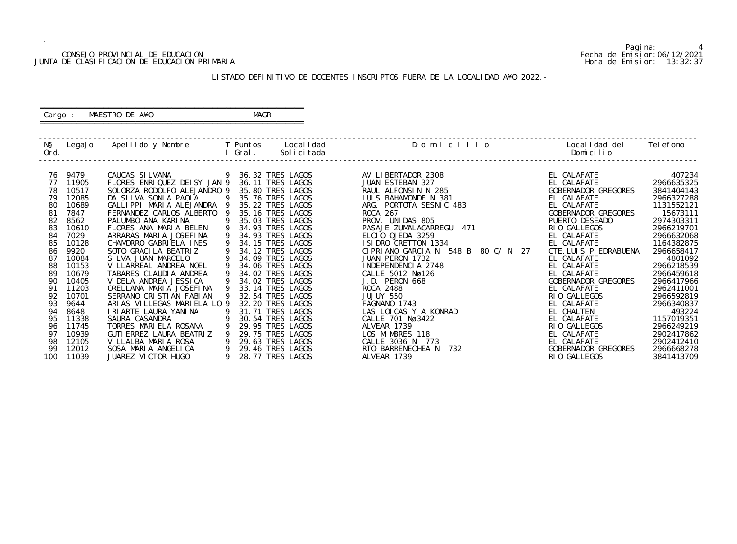CONSEJO PROVINCIAL DE EDUCACION
JUNTA DE CLASIFICACION DE EDUCACION PRIMARIA

Fecha de Emision:06/12/2021
Hora de Emision: 13:32:37

LISTADO DEFINITIVO DE DOCENTES INSCRIPTOS FUERA DE LA LOCALIDAD A¥O 2022.-

Cargo : MAESTRO DE A¥O MAGR

| Nº Ord. | Legajo | Apellido y Nombre | T I | Puntos Gral. | Localidad Solicitada | Domicilio | Localidad del Domicilio | Telefono |
|---|---|---|---|---|---|---|---|---|
| 76 | 9479 | CAUCAS SILVANA | 9 | 36.32 | TRES LAGOS | AV LIBERTADOR 2308 | EL CALAFATE | 407234 |
| 77 | 11905 | FLORES ENRIQUEZ DEISY JAN | 9 | 36.11 | TRES LAGOS | JUAN ESTEBAN 327 | EL CALAFATE | 2966635325 |
| 78 | 10517 | SOLORZA RODOLFO ALEJANDRO | 9 | 35.80 | TRES LAGOS | RAUL ALFONSIN N 285 | GOBERNADOR GREGORES | 3841404143 |
| 79 | 12085 | DA SILVA SONIA PAOLA | 9 | 35.76 | TRES LAGOS | LUIS BAHAMONDE N 381 | EL CALAFATE | 2966327288 |
| 80 | 10689 | GALLIPPI MARIA ALEJANDRA | 9 | 35.22 | TRES LAGOS | ARG. PORTOTA SESNIC 483 | EL CALAFATE | 1131552121 |
| 81 | 7847 | FERNANDEZ CARLOS ALBERTO | 9 | 35.16 | TRES LAGOS | ROCA 267 | GOBERNADOR GREGORES | 15673111 |
| 82 | 8562 | PALUMBO ANA KARINA | 9 | 35.03 | TRES LAGOS | PROV. UNIDAS 805 | PUERTO DESEADO | 2974303311 |
| 83 | 10610 | FLORES ANA MARIA BELEN | 9 | 34.93 | TRES LAGOS | PASAJE ZUMALACARREGUI 471 | RIO GALLEGOS | 2966219701 |
| 84 | 7029 | ARRARAS MARIA JOSEFINA | 9 | 34.93 | TRES LAGOS | ELCIO OJEDA 3259 | EL CALAFATE | 2966632068 |
| 85 | 10128 | CHAMORRO GABRIELA INES | 9 | 34.15 | TRES LAGOS | ISIDRO CRETTON 1334 | EL CALAFATE | 1164382875 |
| 86 | 9920 | SOTO GRACILA BEATRIZ | 9 | 34.12 | TRES LAGOS | CIPRIANO GARCIA N 548 B 80 C/ N 27 | CTE.LUIS PIEDRABUENA | 2966658417 |
| 87 | 10084 | SILVA JUAN MARCELO | 9 | 34.09 | TRES LAGOS | JUAN PERON 1732 | EL CALAFATE | 4801092 |
| 88 | 10153 | VILLARREAL ANDREA NOEL | 9 | 34.06 | TRES LAGOS | INDEPENDENCIA 2748 | EL CALAFATE | 2966218539 |
| 89 | 10679 | TABARES CLAUDIA ANDREA | 9 | 34.02 | TRES LAGOS | CALLE 5012 Nø126 | EL CALAFATE | 2966459618 |
| 90 | 10405 | VIDELA ANDREA JESSICA | 9 | 34.02 | TRES LAGOS | J.D. PERON 668 | GOBERNADOR GREGORES | 2966417966 |
| 91 | 11203 | ORELLANA MARIA JOSEFINA | 9 | 33.14 | TRES LAGOS | ROCA 2488 | EL CALAFATE | 2962411001 |
| 92 | 10701 | SERRANO CRISTIAN FABIAN | 9 | 32.54 | TRES LAGOS | JUJUY 550 | RIO GALLEGOS | 2966592819 |
| 93 | 9644 | ARIAS VILLEGAS MARIELA LO | 9 | 32.20 | TRES LAGOS | FAGNANO 1743 | EL CALAFATE | 2966340837 |
| 94 | 8648 | IRIARTE LAURA YANINA | 9 | 31.71 | TRES LAGOS | LAS LOICAS Y A KONRAD | EL CHALTEN | 493224 |
| 95 | 11338 | SAURA CASANDRA | 9 | 30.54 | TRES LAGOS | CALLE 701 Nø3422 | EL CALAFATE | 1157019351 |
| 96 | 11745 | TORRES MARIELA ROSANA | 9 | 29.95 | TRES LAGOS | ALVEAR 1739 | RIO GALLEGOS | 2966249219 |
| 97 | 10939 | GUTIERREZ LAURA BEATRIZ | 9 | 29.75 | TRES LAGOS | LOS MIMBRES 118 | EL CALAFATE | 2902417862 |
| 98 | 12105 | VILLALBA MARIA ROSA | 9 | 29.63 | TRES LAGOS | CALLE 3036 N 773 | EL CALAFATE | 2902412410 |
| 99 | 12012 | SOSA MARIA ANGELICA | 9 | 29.46 | TRES LAGOS | RTO BARRENECHEA N 732 | GOBERNADOR GREGORES | 2966668278 |
| 100 | 11039 | JUAREZ VICTOR HUGO | 9 | 28.77 | TRES LAGOS | ALVEAR 1739 | RIO GALLEGOS | 3841413709 |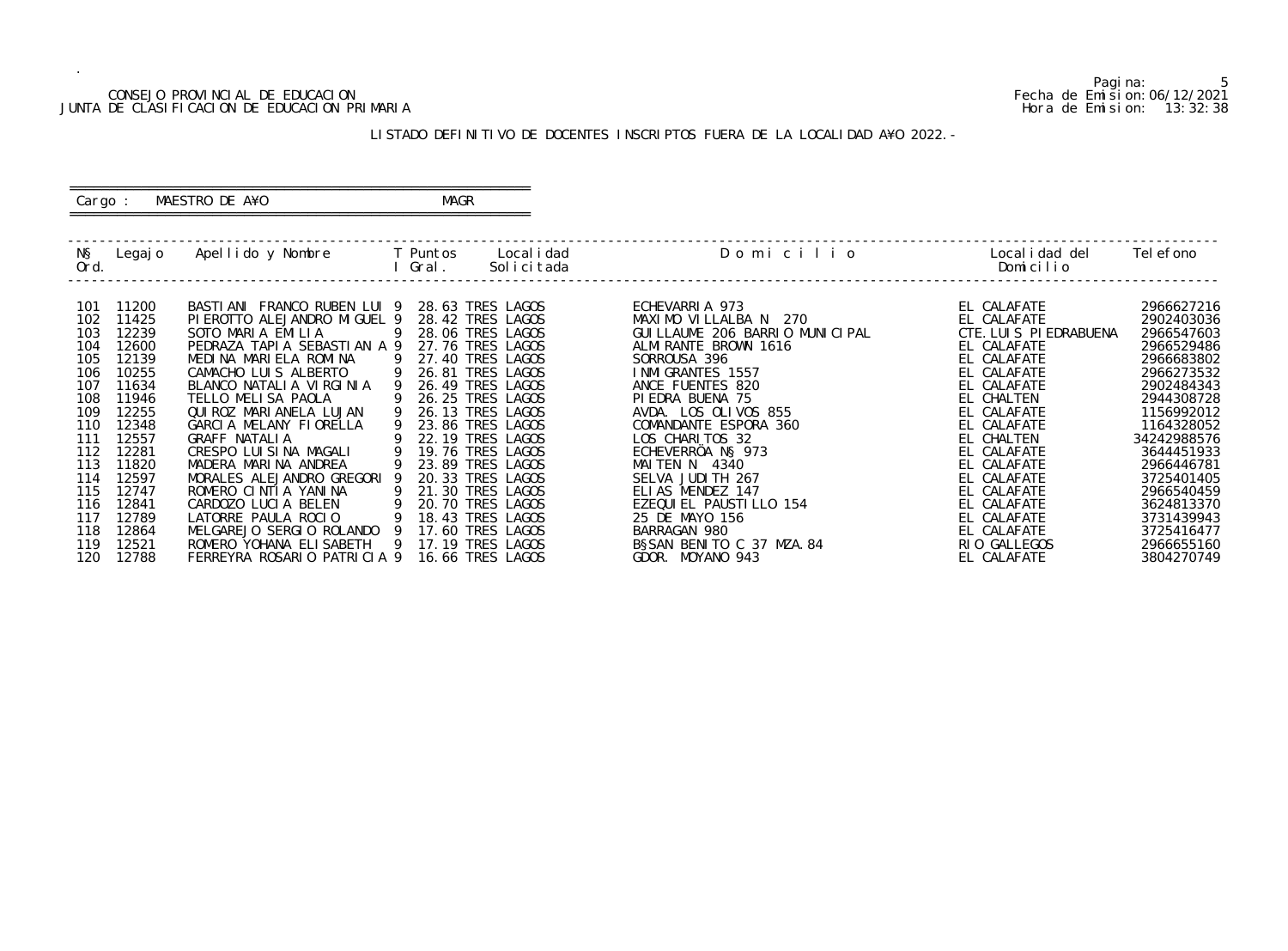CONSEJO PROVINCIAL DE EDUCACION
JUNTA DE CLASIFICACION DE EDUCACION PRIMARIA

Fecha de Emision: 06/12/2021
Hora de Emision: 13:32:38

## LISTADO DEFINITIVO DE DOCENTES INSCRIPTOS FUERA DE LA LOCALIDAD A¥O 2022.-

Cargo : MAESTRO DE A¥O    MAGR

| N§ Ord. | Legajo | Apellido y Nombre | T I | Puntos Gral. | Localidad Solicitada | D o m i c i l i o | Localidad del Domicilio | Telefono |
|---|---|---|---|---|---|---|---|---|
| 101 | 11200 | BASTIANI FRANCO RUBEN LUI | 9 | 28.63 | TRES LAGOS | ECHEVARRIA 973 | EL CALAFATE | 2966627216 |
| 102 | 11425 | PIEROTTO ALEJANDRO MIGUEL | 9 | 28.42 | TRES LAGOS | MAXIMO VILLALBA N 270 | EL CALAFATE | 2902403036 |
| 103 | 12239 | SOTO MARIA EMILIA | 9 | 28.06 | TRES LAGOS | GUILLAUME 206 BARRIO MUNICIPAL | CTE.LUIS PIEDRABUENA | 2966547603 |
| 104 | 12600 | PEDRAZA TAPIA SEBASTIAN A | 9 | 27.76 | TRES LAGOS | ALMIRANTE BROWN 1616 | EL CALAFATE | 2966529486 |
| 105 | 12139 | MEDINA MARIELA ROMINA | 9 | 27.40 | TRES LAGOS | SORROUSA 396 | EL CALAFATE | 2966683802 |
| 106 | 10255 | CAMACHO LUIS ALBERTO | 9 | 26.81 | TRES LAGOS | INMIGRANTES 1557 | EL CALAFATE | 2966273532 |
| 107 | 11634 | BLANCO NATALIA VIRGINIA | 9 | 26.49 | TRES LAGOS | ANCE FUENTES 820 | EL CALAFATE | 2902484343 |
| 108 | 11946 | TELLO MELISA PAOLA | 9 | 26.25 | TRES LAGOS | PIEDRA BUENA 75 | EL CHALTEN | 2944308728 |
| 109 | 12255 | QUIROZ MARIANELA LUJAN | 9 | 26.13 | TRES LAGOS | AVDA. LOS OLIVOS 855 | EL CALAFATE | 1156992012 |
| 110 | 12348 | GARCIA MELANY FIORELLA | 9 | 23.86 | TRES LAGOS | COMANDANTE ESPORA 360 | EL CALAFATE | 1164328052 |
| 111 | 12557 | GRAFF NATALIA | 9 | 22.19 | TRES LAGOS | LOS CHARITOS 32 | EL CHALTEN | 34242988576 |
| 112 | 12281 | CRESPO LUISINA MAGALI | 9 | 19.76 | TRES LAGOS | ECHEVERRÖA N§ 973 | EL CALAFATE | 3644451933 |
| 113 | 11820 | MADERA MARINA ANDREA | 9 | 23.89 | TRES LAGOS | MAITEN N 4340 | EL CALAFATE | 2966446781 |
| 114 | 12597 | MORALES ALEJANDRO GREGORI | 9 | 20.33 | TRES LAGOS | SELVA JUDITH 267 | EL CALAFATE | 3725401405 |
| 115 | 12747 | ROMERO CINTIA YANINA | 9 | 21.30 | TRES LAGOS | ELIAS MENDEZ 147 | EL CALAFATE | 2966540459 |
| 116 | 12841 | CARDOZO LUCIA BELEN | 9 | 20.70 | TRES LAGOS | EZEQUIEL PAUSTILLO 154 | EL CALAFATE | 3624813370 |
| 117 | 12789 | LATORRE PAULA ROCIO | 9 | 18.43 | TRES LAGOS | 25 DE MAYO 156 | EL CALAFATE | 3731439943 |
| 118 | 12864 | MELGAREJO SERGIO ROLANDO | 9 | 17.60 | TRES LAGOS | BARRAGAN 980 | EL CALAFATE | 3725416477 |
| 119 | 12521 | ROMERO YOHANA ELISABETH | 9 | 17.19 | TRES LAGOS | B§SAN BENITO C 37 MZA.84 | RIO GALLEGOS | 2966655160 |
| 120 | 12788 | FERREYRA ROSARIO PATRICIA | 9 | 16.66 | TRES LAGOS | GDOR. MOYANO 943 | EL CALAFATE | 3804270749 |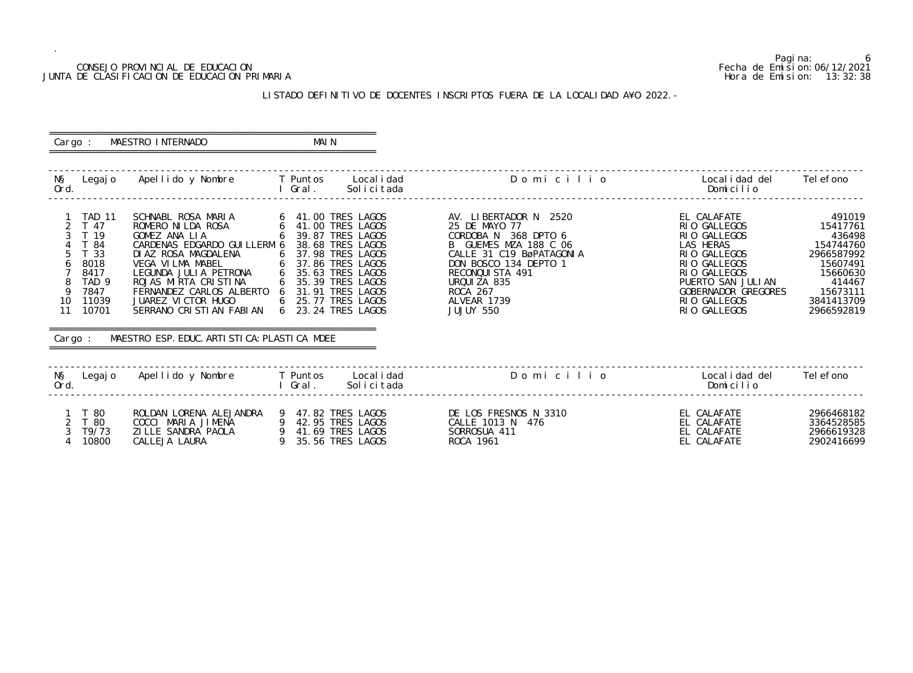CONSEJO PROVINCIAL DE EDUCACION
JUNTA DE CLASIFICACION DE EDUCACION PRIMARIA

Fecha de Emision:06/12/2021
Hora de Emision: 13:32:38

## LISTADO DEFINITIVO DE DOCENTES INSCRIPTOS FUERA DE LA LOCALIDAD A¥O 2022.-

**Cargo : MAESTRO INTERNADO MAIN**

| N§ Ord. | Legajo | Apellido y Nombre | T I | Puntos Gral. | Localidad Solicitada | D o m i c i l i o | Localidad del Domicilio | Telefono |
|---|---|---|---|---|---|---|---|---|
| 1 | TAD 11 | SCHNABL ROSA MARIA | 6 | 41.00 | TRES LAGOS | AV. LIBERTADOR N 2520 | EL CALAFATE | 491019 |
| 2 | T 47 | ROMERO NILDA ROSA | 6 | 41.00 | TRES LAGOS | 25 DE MAYO 77 | RIO GALLEGOS | 15417761 |
| 3 | T 19 | GOMEZ ANA LIA | 6 | 39.87 | TRES LAGOS | CORDOBA N 368 DPTO 6 | RIO GALLEGOS | 436498 |
| 4 | T 84 | CARDENAS EDGARDO GUILLERM | 6 | 38.68 | TRES LAGOS | B GUEMES MZA 188 C 06 | LAS HERAS | 154744760 |
| 5 | T 33 | DIAZ ROSA MAGDALENA | 6 | 37.98 | TRES LAGOS | CALLE 31 C19 BøPATAGONIA | RIO GALLEGOS | 2966587992 |
| 6 | 8018 | VEGA VILMA MABEL | 6 | 37.86 | TRES LAGOS | DON BOSCO 134 DEPTO 1 | RIO GALLEGOS | 15607491 |
| 7 | 8417 | LEGUNDA JULIA PETRONA | 6 | 35.63 | TRES LAGOS | RECONQUISTA 491 | RIO GALLEGOS | 15660630 |
| 8 | TAD 9 | ROJAS MIRTA CRISTINA | 6 | 35.39 | TRES LAGOS | URQUIZA 835 | PUERTO SAN JULIAN | 414467 |
| 9 | 7847 | FERNANDEZ CARLOS ALBERTO | 6 | 31.91 | TRES LAGOS | ROCA 267 | GOBERNADOR GREGORES | 15673111 |
| 10 | 11039 | JUAREZ VICTOR HUGO | 6 | 25.77 | TRES LAGOS | ALVEAR 1739 | RIO GALLEGOS | 3841413709 |
| 11 | 10701 | SERRANO CRISTIAN FABIAN | 6 | 23.24 | TRES LAGOS | JUJUY 550 | RIO GALLEGOS | 2966592819 |

**Cargo : MAESTRO ESP. EDUC. ARTISTICA: PLASTICA MDEE**

| N§ Ord. | Legajo | Apellido y Nombre | T I | Puntos Gral. | Localidad Solicitada | D o m i c i l i o | Localidad del Domicilio | Telefono |
|---|---|---|---|---|---|---|---|---|
| 1 | T 80 | ROLDAN LORENA ALEJANDRA | 9 | 47.82 | TRES LAGOS | DE LOS FRESNOS N 3310 | EL CALAFATE | 2966468182 |
| 2 | T 80 | COCCI MARIA JIMENA | 9 | 42.95 | TRES LAGOS | CALLE 1013 N 476 | EL CALAFATE | 3364528585 |
| 3 | T9/73 | ZILLE SANDRA PAOLA | 9 | 41.69 | TRES LAGOS | SORROSUA 411 | EL CALAFATE | 2966619328 |
| 4 | 10800 | CALLEJA LAURA | 9 | 35.56 | TRES LAGOS | ROCA 1961 | EL CALAFATE | 2902416699 |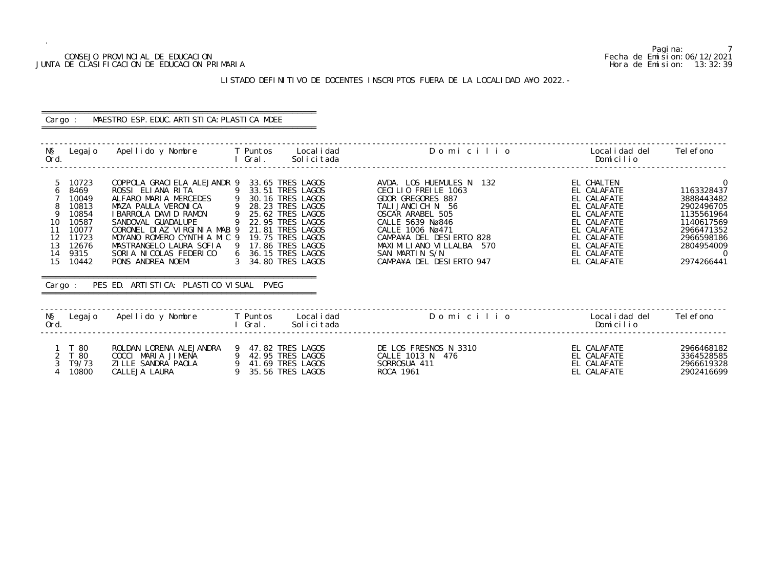CONSEJO PROVINCIAL DE EDUCACION
JUNTA DE CLASIFICACION DE EDUCACION PRIMARIA

Fecha de Emision: 06/12/2021
Hora de Emision: 13:32:39

## LISTADO DEFINITIVO DE DOCENTES INSCRIPTOS FUERA DE LA LOCALIDAD A¥O 2022.-

### Cargo : MAESTRO ESP. EDUC. ARTISTICA: PLASTICA MDEE

| N§ Ord. | Legajo | Apellido y Nombre | T I | Puntos Gral. | Localidad Solicitada | D o m i c i l i o | Localidad del Domicilio | Telefono |
|---|---|---|---|---|---|---|---|---|
| 5 | 10723 | COPPOLA GRACIELA ALEJANDR | 9 | 33.65 | TRES LAGOS | AVDA. LOS HUEMULES N 132 | EL CHALTEN | 0 |
| 6 | 8469 | ROSSI ELIANA RITA | 9 | 33.51 | TRES LAGOS | CECILIO FREILE 1063 | EL CALAFATE | 1163328437 |
| 7 | 10049 | ALFARO MARIA MERCEDES | 9 | 30.16 | TRES LAGOS | GDOR GREGORES 887 | EL CALAFATE | 3888443482 |
| 8 | 10813 | MAZA PAULA VERONICA | 9 | 28.23 | TRES LAGOS | TALIJANCICH N 56 | EL CALAFATE | 2902496705 |
| 9 | 10854 | IBARROLA DAVID RAMON | 9 | 25.62 | TRES LAGOS | OSCAR ARABEL 505 | EL CALAFATE | 1135561964 |
| 10 | 10587 | SANDOVAL GUADALUPE | 9 | 22.95 | TRES LAGOS | CALLE 5639 Nº846 | EL CALAFATE | 1140617569 |
| 11 | 10077 | CORONEL DIAZ VIRGINIA MAB | 9 | 21.81 | TRES LAGOS | CALLE 1006 Nº471 | EL CALAFATE | 2966471352 |
| 12 | 11723 | MOYANO ROMERO CYNTHIA MIC | 9 | 19.75 | TRES LAGOS | CAMPA¥A DEL DESIERTO 828 | EL CALAFATE | 2966598186 |
| 13 | 12676 | MASTRANGELO LAURA SOFIA | 9 | 17.86 | TRES LAGOS | MAXIMILIANO VILLALBA 570 | EL CALAFATE | 2804954009 |
| 14 | 9315 | SORIA NICOLAS FEDERICO | 6 | 36.15 | TRES LAGOS | SAN MARTIN S/N | EL CALAFATE | 0 |
| 15 | 10442 | PONS ANDREA NOEMI | 3 | 34.80 | TRES LAGOS | CAMPA¥A DEL DESIERTO 947 | EL CALAFATE | 2974266441 |

### Cargo : PES ED. ARTISTICA: PLASTICO VISUAL PVEG

| N§ Ord. | Legajo | Apellido y Nombre | T I | Puntos Gral. | Localidad Solicitada | D o m i c i l i o | Localidad del Domicilio | Telefono |
|---|---|---|---|---|---|---|---|---|
| 1 | T 80 | ROLDAN LORENA ALEJANDRA | 9 | 47.82 | TRES LAGOS | DE LOS FRESNOS N 3310 | EL CALAFATE | 2966468182 |
| 2 | T 80 | COCCI MARIA JIMENA | 9 | 42.95 | TRES LAGOS | CALLE 1013 N 476 | EL CALAFATE | 3364528585 |
| 3 | T9/73 | ZILLE SANDRA PAOLA | 9 | 41.69 | TRES LAGOS | SORROSUA 411 | EL CALAFATE | 2966619328 |
| 4 | 10800 | CALLEJA LAURA | 9 | 35.56 | TRES LAGOS | ROCA 1961 | EL CALAFATE | 2902416699 |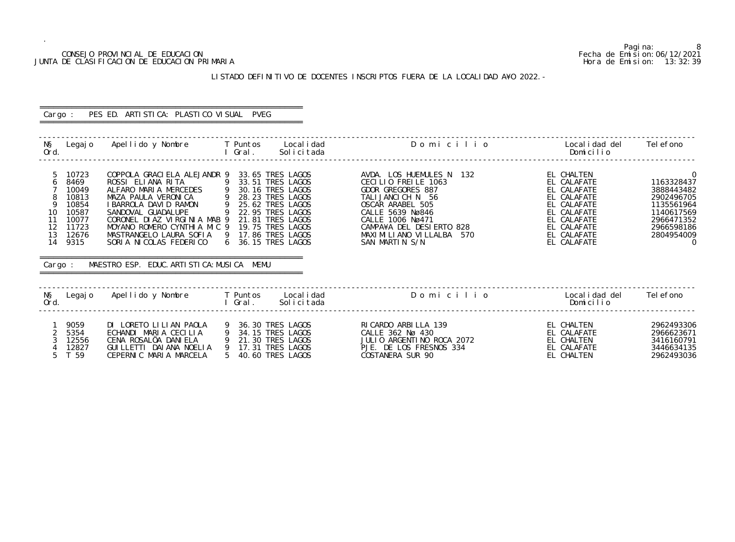CONSEJO PROVINCIAL DE EDUCACION
JUNTA DE CLASIFICACION DE EDUCACION PRIMARIA

Fecha de Emision:06/12/2021
Hora de Emision: 13:32:39

## LISTADO DEFINITIVO DE DOCENTES INSCRIPTOS FUERA DE LA LOCALIDAD A¥O 2022.-

### Cargo : PES ED. ARTISTICA: PLASTICO VISUAL PVEG

| N§ Ord. | Legajo | Apellido y Nombre | T I | Puntos Gral. | Localidad Solicitada | D o m i c i l i o | Localidad del Domicilio | Telefono |
|---|---|---|---|---|---|---|---|---|
| 5 | 10723 | COPPOLA GRACIELA ALEJANDR | 9 | 33.65 | TRES LAGOS | AVDA. LOS HUEMULES N 132 | EL CHALTEN | 0 |
| 6 | 8469 | ROSSI ELIANA RITA | 9 | 33.51 | TRES LAGOS | CECILIO FREILE 1063 | EL CALAFATE | 1163328437 |
| 7 | 10049 | ALFARO MARIA MERCEDES | 9 | 30.16 | TRES LAGOS | GDOR GREGORES 887 | EL CALAFATE | 3888443482 |
| 8 | 10813 | MAZA PAULA VERONICA | 9 | 28.23 | TRES LAGOS | TALIJANCICH N 56 | EL CALAFATE | 2902496705 |
| 9 | 10854 | IBARROLA DAVID RAMON | 9 | 25.62 | TRES LAGOS | OSCAR ARABEL 505 | EL CALAFATE | 1135561964 |
| 10 | 10587 | SANDOVAL GUADALUPE | 9 | 22.95 | TRES LAGOS | CALLE 5639 Nø846 | EL CALAFATE | 1140617569 |
| 11 | 10077 | CORONEL DIAZ VIRGINIA MAB | 9 | 21.81 | TRES LAGOS | CALLE 1006 Nø471 | EL CALAFATE | 2966471352 |
| 12 | 11723 | MOYANO ROMERO CYNTHIA MIC | 9 | 19.75 | TRES LAGOS | CAMPA¥A DEL DESIERTO 828 | EL CALAFATE | 2966598186 |
| 13 | 12676 | MASTRANGELO LAURA SOFIA | 9 | 17.86 | TRES LAGOS | MAXIMILIANO VILLALBA 570 | EL CALAFATE | 2804954009 |
| 14 | 9315 | SORIA NICOLAS FEDERICO | 6 | 36.15 | TRES LAGOS | SAN MARTIN S/N | EL CALAFATE | 0 |

### Cargo : MAESTRO ESP. EDUC.ARTISTICA:MUSICA MEMU

| N§ Ord. | Legajo | Apellido y Nombre | T I | Puntos Gral. | Localidad Solicitada | D o m i c i l i o | Localidad del Domicilio | Telefono |
|---|---|---|---|---|---|---|---|---|
| 1 | 9059 | DI LORETO LILIAN PAOLA | 9 | 36.30 | TRES LAGOS | RICARDO ARBILLA 139 | EL CHALTEN | 2962493306 |
| 2 | 5354 | ECHANDI MARIA CECILIA | 9 | 34.15 | TRES LAGOS | CALLE 362 Nø 430 | EL CALAFATE | 2966623671 |
| 3 | 12556 | CENA ROSALÖA DANIELA | 9 | 21.30 | TRES LAGOS | JULIO ARGENTINO ROCA 2072 | EL CHALTEN | 3416160791 |
| 4 | 12827 | GUILLETTI DAIANA NOELIA | 9 | 17.31 | TRES LAGOS | PJE. DE LOS FRESNOS 334 | EL CALAFATE | 3446634135 |
| 5 | T 59 | CEPERNIC MARIA MARCELA | 5 | 40.60 | TRES LAGOS | COSTANERA SUR 90 | EL CHALTEN | 2962493036 |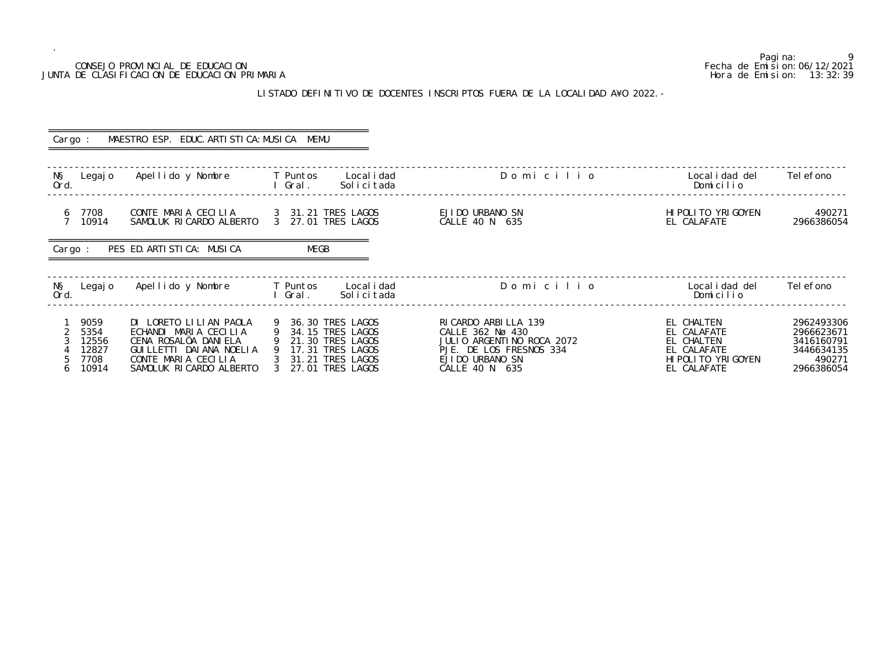CONSEJO PROVINCIAL DE EDUCACION
JUNTA DE CLASIFICACION DE EDUCACION PRIMARIA

Fecha de Emision: 06/12/2021
Hora de Emision: 13:32:39

## LISTADO DEFINITIVO DE DOCENTES INSCRIPTOS FUERA DE LA LOCALIDAD A¥O 2022.-

### Cargo : MAESTRO ESP. EDUC. ARTISTICA: MUSICA MEMU

| N§ Ord. | Legajo | Apellido y Nombre | T I | Puntos Gral. | Localidad Solicitada | D o m i c i l i o | Localidad del Domicilio | Telefono |
|---|---|---|---|---|---|---|---|---|
| 6 | 7708 | CONTE MARIA CECILIA | 3 | 31.21 | TRES LAGOS | EJIDO URBANO SN | HIPOLITO YRIGOYEN | 490271 |
| 7 | 10914 | SAMOLUK RICARDO ALBERTO | 3 | 27.01 | TRES LAGOS | CALLE 40 N 635 | EL CALAFATE | 2966386054 |

### Cargo : PES ED. ARTISTICA: MUSICA MEGB

| N§ Ord. | Legajo | Apellido y Nombre | T I | Puntos Gral. | Localidad Solicitada | D o m i c i l i o | Localidad del Domicilio | Telefono |
|---|---|---|---|---|---|---|---|---|
| 1 | 9059 | DI LORETO LILIAN PAOLA | 9 | 36.30 | TRES LAGOS | RICARDO ARBILLA 139 | EL CHALTEN | 2962493306 |
| 2 | 5354 | ECHANDI MARIA CECILIA | 9 | 34.15 | TRES LAGOS | CALLE 362 Nø 430 | EL CALAFATE | 2966623671 |
| 3 | 12556 | CENA ROSALÕA DANIELA | 9 | 21.30 | TRES LAGOS | JULIO ARGENTINO ROCA 2072 | EL CHALTEN | 3416160791 |
| 4 | 12827 | GUILLETTI DAIANA NOELIA | 9 | 17.31 | TRES LAGOS | PJE. DE LOS FRESNOS 334 | EL CALAFATE | 3446634135 |
| 5 | 7708 | CONTE MARIA CECILIA | 3 | 31.21 | TRES LAGOS | EJIDO URBANO SN | HIPOLITO YRIGOYEN | 490271 |
| 6 | 10914 | SAMOLUK RICARDO ALBERTO | 3 | 27.01 | TRES LAGOS | CALLE 40 N 635 | EL CALAFATE | 2966386054 |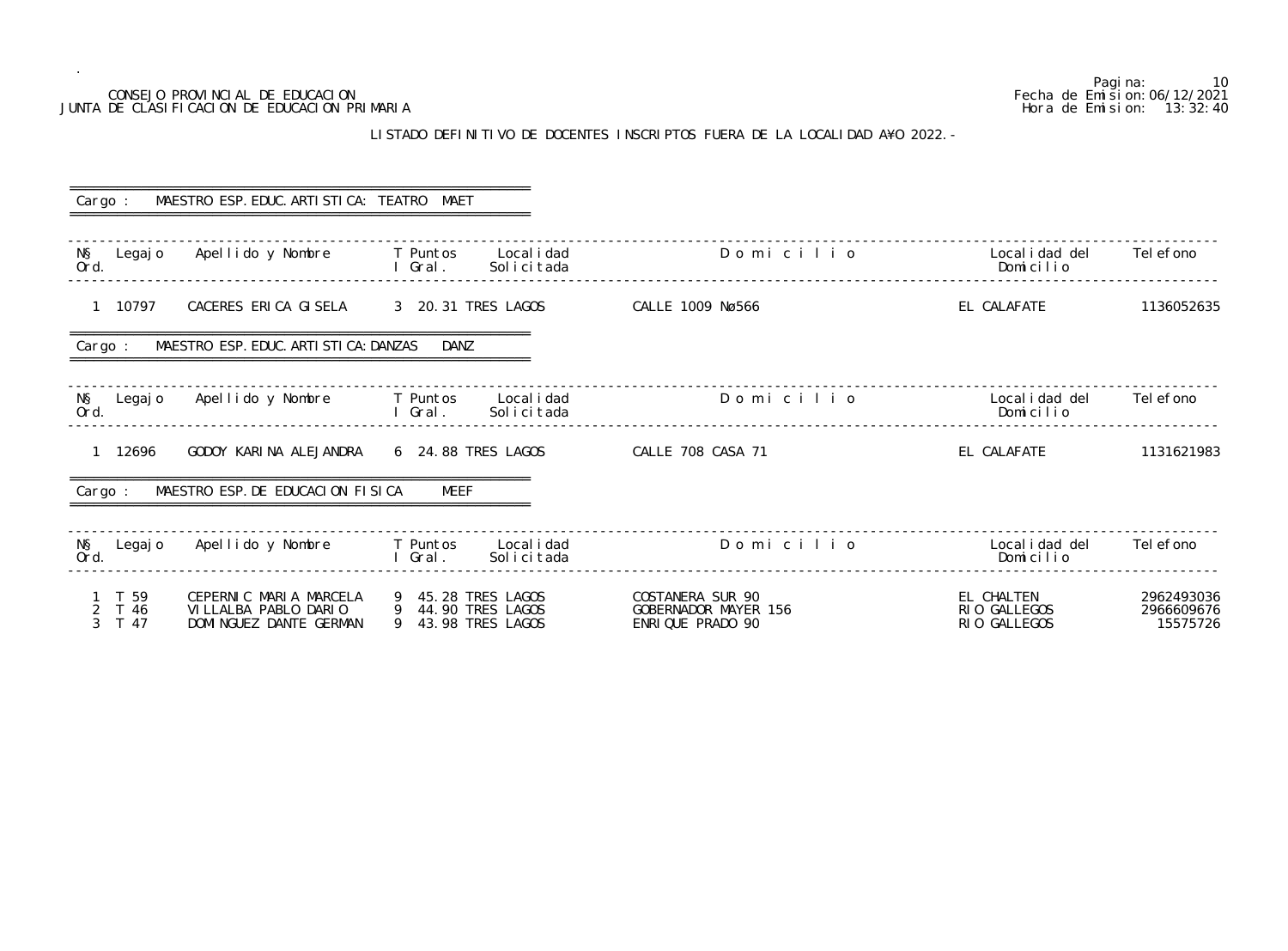CONSEJO PROVINCIAL DE EDUCACION
JUNTA DE CLASIFICACION DE EDUCACION PRIMARIA

Fecha de Emision:06/12/2021
Hora de Emision: 13:32:40

## LISTADO DEFINITIVO DE DOCENTES INSCRIPTOS FUERA DE LA LOCALIDAD A¥O 2022.-

### Cargo : MAESTRO ESP.EDUC.ARTISTICA: TEATRO MAET

| N§ Ord. | Legajo | Apellido y Nombre | T I | Puntos Gral. | Localidad Solicitada | Domicilio | Localidad del Domicilio | Telefono |
|---|---|---|---|---|---|---|---|---|
| 1 | 10797 | CACERES ERICA GISELA | 3 | 20.31 | TRES LAGOS | CALLE 1009 Nø566 | EL CALAFATE | 1136052635 |

### Cargo : MAESTRO ESP.EDUC.ARTISTICA:DANZAS DANZ

| N§ Ord. | Legajo | Apellido y Nombre | T I | Puntos Gral. | Localidad Solicitada | Domicilio | Localidad del Domicilio | Telefono |
|---|---|---|---|---|---|---|---|---|
| 1 | 12696 | GODOY KARINA ALEJANDRA | 6 | 24.88 | TRES LAGOS | CALLE 708 CASA 71 | EL CALAFATE | 1131621983 |

### Cargo : MAESTRO ESP.DE EDUCACION FISICA MEEF

| N§ Ord. | Legajo | Apellido y Nombre | T I | Puntos Gral. | Localidad Solicitada | Domicilio | Localidad del Domicilio | Telefono |
|---|---|---|---|---|---|---|---|---|
| 1 | T 59 | CEPERNIC MARIA MARCELA | 9 | 45.28 | TRES LAGOS | COSTANERA SUR 90 | EL CHALTEN | 2962493036 |
| 2 | T 46 | VILLALBA PABLO DARIO | 9 | 44.90 | TRES LAGOS | GOBERNADOR MAYER 156 | RIO GALLEGOS | 2966609676 |
| 3 | T 47 | DOMINGUEZ DANTE GERMAN | 9 | 43.98 | TRES LAGOS | ENRIQUE PRADO 90 | RIO GALLEGOS | 15575726 |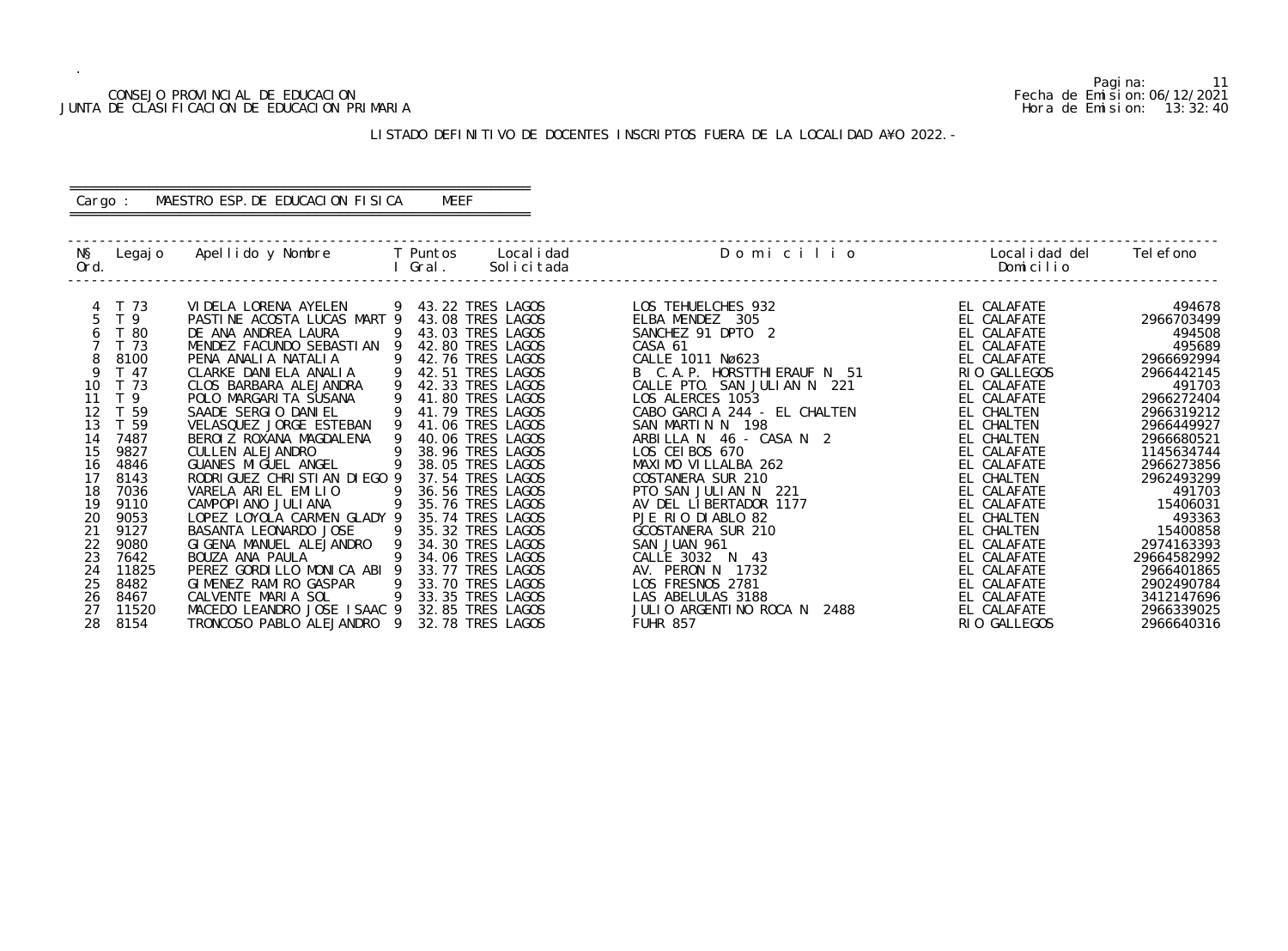CONSEJO PROVINCIAL DE EDUCACION
JUNTA DE CLASIFICACION DE EDUCACION PRIMARIA

Fecha de Emision: 06/12/2021
Hora de Emision: 13:32:40

LISTADO DEFINITIVO DE DOCENTES INSCRIPTOS FUERA DE LA LOCALIDAD A¥O 2022.-

Cargo : MAESTRO ESP.DE EDUCACION FISICA MEEF

| Nº Ord. | Legajo | Apellido y Nombre | T I | Puntos Gral. | Localidad Solicitada | D o m i c i l i o | Localidad del Domicilio | Telefono |
|---|---|---|---|---|---|---|---|---|
| 4 | T 73 | VIDELA LORENA AYELEN | 9 | 43.22 | TRES LAGOS | LOS TEHUELCHES 932 | EL CALAFATE | 494678 |
| 5 | T 9 | PASTINE ACOSTA LUCAS MART | 9 | 43.08 | TRES LAGOS | ELBA MENDEZ 305 | EL CALAFATE | 2966703499 |
| 6 | T 80 | DE ANA ANDREA LAURA | 9 | 43.03 | TRES LAGOS | SANCHEZ 91 DPTO 2 | EL CALAFATE | 494508 |
| 7 | T 73 | MENDEZ FACUNDO SEBASTIAN | 9 | 42.80 | TRES LAGOS | CASA 61 | EL CALAFATE | 495689 |
| 8 | 8100 | PENA ANALIA NATALIA | 9 | 42.76 | TRES LAGOS | CALLE 1011 Nø623 | EL CALAFATE | 2966692994 |
| 9 | T 47 | CLARKE DANIELA ANALIA | 9 | 42.51 | TRES LAGOS | B C.A.P. HORSTTHIERAUF N 51 | RIO GALLEGOS | 2966442145 |
| 10 | T 73 | CLOS BARBARA ALEJANDRA | 9 | 42.33 | TRES LAGOS | CALLE PTO. SAN JULIAN N 221 | EL CALAFATE | 491703 |
| 11 | T 9 | POLO MARGARITA SUSANA | 9 | 41.80 | TRES LAGOS | LOS ALERCES 1053 | EL CALAFATE | 2966272404 |
| 12 | T 59 | SAADE SERGIO DANIEL | 9 | 41.79 | TRES LAGOS | CABO GARCIA 244 - EL CHALTEN | EL CHALTEN | 2966319212 |
| 13 | T 59 | VELASQUEZ JORGE ESTEBAN | 9 | 41.06 | TRES LAGOS | SAN MARTIN N 198 | EL CHALTEN | 2966449927 |
| 14 | 7487 | BEROIZ ROXANA MAGDALENA | 9 | 40.06 | TRES LAGOS | ARBILLA N 46 - CASA N 2 | EL CHALTEN | 2966680521 |
| 15 | 9827 | CULLEN ALEJANDRO | 9 | 38.96 | TRES LAGOS | LOS CEIBOS 670 | EL CALAFATE | 1145634744 |
| 16 | 4846 | GUANES MIGUEL ANGEL | 9 | 38.05 | TRES LAGOS | MAXIMO VILLALBA 262 | EL CALAFATE | 2966273856 |
| 17 | 8143 | RODRIGUEZ CHRISTIAN DIEGO | 9 | 37.54 | TRES LAGOS | COSTANERA SUR 210 | EL CHALTEN | 2962493299 |
| 18 | 7036 | VARELA ARIEL EMILIO | 9 | 36.56 | TRES LAGOS | PTO SAN JULIAN N 221 | EL CALAFATE | 491703 |
| 19 | 9110 | CAMPOPIANO JULIANA | 9 | 35.76 | TRES LAGOS | AV DEL LIBERTADOR 1177 | EL CALAFATE | 15406031 |
| 20 | 9053 | LOPEZ LOYOLA CARMEN GLADY | 9 | 35.74 | TRES LAGOS | PJE RIO DIABLO 82 | EL CHALTEN | 493363 |
| 21 | 9127 | BASANTA LEONARDO JOSE | 9 | 35.32 | TRES LAGOS | GCOSTANERA SUR 210 | EL CHALTEN | 15400858 |
| 22 | 9080 | GIGENA MANUEL ALEJANDRO | 9 | 34.30 | TRES LAGOS | SAN JUAN 961 | EL CALAFATE | 2974163393 |
| 23 | 7642 | BOUZA ANA PAULA | 9 | 34.06 | TRES LAGOS | CALLE 3032 N 43 | EL CALAFATE | 29664582992 |
| 24 | 11825 | PEREZ GORDILLO MONICA ABI | 9 | 33.77 | TRES LAGOS | AV. PERON N 1732 | EL CALAFATE | 2966401865 |
| 25 | 8482 | GIMENEZ RAMIRO GASPAR | 9 | 33.70 | TRES LAGOS | LOS FRESNOS 2781 | EL CALAFATE | 2902490784 |
| 26 | 8467 | CALVENTE MARIA SOL | 9 | 33.35 | TRES LAGOS | LAS ABELULAS 3188 | EL CALAFATE | 3412147696 |
| 27 | 11520 | MACEDO LEANDRO JOSE ISAAC | 9 | 32.85 | TRES LAGOS | JULIO ARGENTINO ROCA N 2488 | EL CALAFATE | 2966339025 |
| 28 | 8154 | TRONCOSO PABLO ALEJANDRO | 9 | 32.78 | TRES LAGOS | FUHR 857 | RIO GALLEGOS | 2966640316 |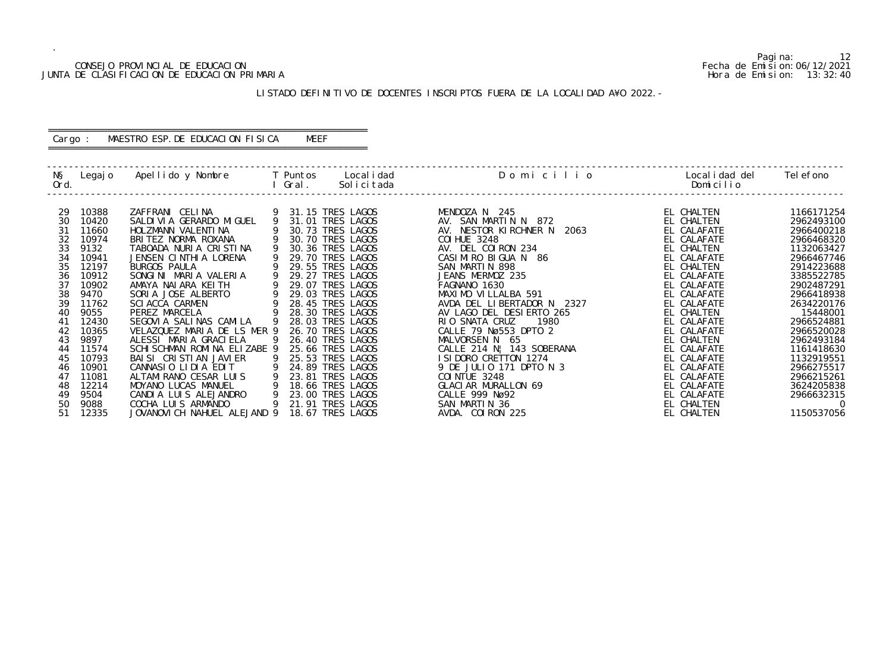CONSEJO PROVINCIAL DE EDUCACION
JUNTA DE CLASIFICACION DE EDUCACION PRIMARIA

Fecha de Emision: 06/12/2021
Hora de Emision: 13:32:40

LISTADO DEFINITIVO DE DOCENTES INSCRIPTOS FUERA DE LA LOCALIDAD A¥O 2022.-

Cargo : MAESTRO ESP.DE EDUCACION FISICA MEEF

| N§ Ord. | Legajo | Apellido y Nombre | T I | Puntos Gral. | Localidad Solicitada | D o m i c i l i o | Localidad del Domicilio | Telefono |
|---|---|---|---|---|---|---|---|---|
| 29 | 10388 | ZAFFRANI CELINA | 9 | 31.15 | TRES LAGOS | MENDOZA N 245 | EL CHALTEN | 1166171254 |
| 30 | 10420 | SALDIVIA GERARDO MIGUEL | 9 | 31.01 | TRES LAGOS | AV. SAN MARTIN N 872 | EL CHALTEN | 2962493100 |
| 31 | 11660 | HOLZMANN VALENTINA | 9 | 30.73 | TRES LAGOS | AV. NESTOR KIRCHNER N 2063 | EL CALAFATE | 2966400218 |
| 32 | 10974 | BRITEZ NORMA ROXANA | 9 | 30.70 | TRES LAGOS | COIHUE 3248 | EL CALAFATE | 2966468320 |
| 33 | 9132 | TABOADA NURIA CRISTINA | 9 | 30.36 | TRES LAGOS | AV. DEL COIRON 234 | EL CHALTEN | 1132063427 |
| 34 | 10941 | JENSEN CINTHIA LORENA | 9 | 29.70 | TRES LAGOS | CASIMIRO BIGUA N 86 | EL CALAFATE | 2966467746 |
| 35 | 12197 | BURGOS PAULA | 9 | 29.55 | TRES LAGOS | SAN MARTIN 898 | EL CHALTEN | 2914223688 |
| 36 | 10912 | SONGINI MARIA VALERIA | 9 | 29.27 | TRES LAGOS | JEANS MERMOZ 235 | EL CALAFATE | 3385522785 |
| 37 | 10902 | AMAYA NAIARA KEITH | 9 | 29.07 | TRES LAGOS | FAGNANO 1630 | EL CALAFATE | 2902487291 |
| 38 | 9470 | SORIA JOSE ALBERTO | 9 | 29.03 | TRES LAGOS | MAXIMO VILLALBA 591 | EL CALAFATE | 2966418938 |
| 39 | 11762 | SCIACCA CARMEN | 9 | 28.45 | TRES LAGOS | AVDA DEL LIBERTADOR N 2327 | EL CALAFATE | 2634220176 |
| 40 | 9055 | PEREZ MARCELA | 9 | 28.30 | TRES LAGOS | AV LAGO DEL DESIERTO 265 | EL CHALTEN | 15448001 |
| 41 | 12430 | SEGOVIA SALINAS CAMILA | 9 | 28.03 | TRES LAGOS | RIO SNATA CRUZ 1980 | EL CALAFATE | 2966524881 |
| 42 | 10365 | VELAZQUEZ MARIA DE LS MER | 9 | 26.70 | TRES LAGOS | CALLE 79 Nº553 DPTO 2 | EL CALAFATE | 2966520028 |
| 43 | 9897 | ALESSI MARIA GRACIELA | 9 | 26.40 | TRES LAGOS | MALVORSEN N 65 | EL CHALTEN | 2962493184 |
| 44 | 11574 | SCHISCHMAN ROMINA ELIZABE | 9 | 25.66 | TRES LAGOS | CALLE 214 N¦ 143 SOBERANA | EL CALAFATE | 1161418630 |
| 45 | 10793 | BAISI CRISTIAN JAVIER | 9 | 25.53 | TRES LAGOS | ISIDORO CRETTON 1274 | EL CALAFATE | 1132919551 |
| 46 | 10901 | CANNASIO LIDIA EDIT | 9 | 24.89 | TRES LAGOS | 9 DE JULIO 171 DPTO N 3 | EL CALAFATE | 2966275517 |
| 47 | 11081 | ALTAMIRANO CESAR LUIS | 9 | 23.81 | TRES LAGOS | COINTUE 3248 | EL CALAFATE | 2966215261 |
| 48 | 12214 | MOYANO LUCAS MANUEL | 9 | 18.66 | TRES LAGOS | GLACIAR MURALLON 69 | EL CALAFATE | 3624205838 |
| 49 | 9504 | CANDIA LUIS ALEJANDRO | 9 | 23.00 | TRES LAGOS | CALLE 999 Nº92 | EL CALAFATE | 2966632315 |
| 50 | 9088 | COCHA LUIS ARMANDO | 9 | 21.91 | TRES LAGOS | SAN MARTIN 36 | EL CHALTEN | 0 |
| 51 | 12335 | JOVANOVICH NAHUEL ALEJAND | 9 | 18.67 | TRES LAGOS | AVDA. COIRON 225 | EL CHALTEN | 1150537056 |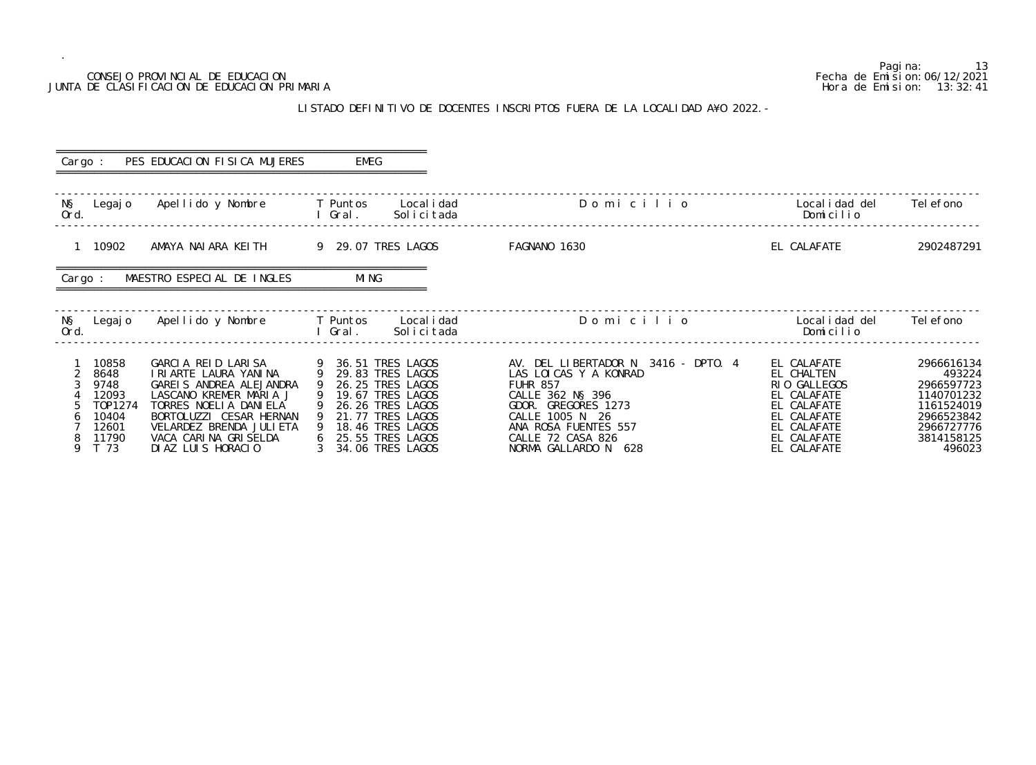CONSEJO PROVINCIAL DE EDUCACION
JUNTA DE CLASIFICACION DE EDUCACION PRIMARIA

Pagina: 13
Fecha de Emision: 06/12/2021
Hora de Emision: 13:32:41

## LISTADO DEFINITIVO DE DOCENTES INSCRIPTOS FUERA DE LA LOCALIDAD A¥O 2022.-

**Cargo : PES EDUCACION FISICA MUJERES    EMEG**

| N§ Ord. | Legajo | Apellido y Nombre | T I | Puntos Gral. | Localidad Solicitada | Domicilio | Localidad del Domicilio | Telefono |
|---|---|---|---|---|---|---|---|---|
| 1 | 10902 | AMAYA NAIARA KEITH | 9 | 29.07 | TRES LAGOS | FAGNANO 1630 | EL CALAFATE | 2902487291 |

**Cargo : MAESTRO ESPECIAL DE INGLES    MING**

| N§ Ord. | Legajo | Apellido y Nombre | T I | Puntos Gral. | Localidad Solicitada | Domicilio | Localidad del Domicilio | Telefono |
|---|---|---|---|---|---|---|---|---|
| 1 | 10858 | GARCIA REID LARISA | 9 | 36.51 | TRES LAGOS | AV. DEL LIBERTADOR N 3416 - DPTO. 4 | EL CALAFATE | 2966616134 |
| 2 | 8648 | IRIARTE LAURA YANINA | 9 | 29.83 | TRES LAGOS | LAS LOICAS Y A KONRAD | EL CHALTEN | 493224 |
| 3 | 9748 | GAREIS ANDREA ALEJANDRA | 9 | 26.25 | TRES LAGOS | FUHR 857 | RIO GALLEGOS | 2966597723 |
| 4 | 12093 | LASCANO KREMER MARIA J | 9 | 19.67 | TRES LAGOS | CALLE 362 N§ 396 | EL CALAFATE | 1140701232 |
| 5 | TOP1274 | TORRES NOELIA DANIELA | 9 | 26.26 | TRES LAGOS | GDOR. GREGORES 1273 | EL CALAFATE | 1161524019 |
| 6 | 10404 | BORTOLUZZI CESAR HERNAN | 9 | 21.77 | TRES LAGOS | CALLE 1005 N 26 | EL CALAFATE | 2966523842 |
| 7 | 12601 | VELARDEZ BRENDA JULIETA | 9 | 18.46 | TRES LAGOS | ANA ROSA FUENTES 557 | EL CALAFATE | 2966727776 |
| 8 | 11790 | VACA CARINA GRISELDA | 6 | 25.55 | TRES LAGOS | CALLE 72 CASA 826 | EL CALAFATE | 3814158125 |
| 9 | T 73 | DIAZ LUIS HORACIO | 3 | 34.06 | TRES LAGOS | NORMA GALLARDO N 628 | EL CALAFATE | 496023 |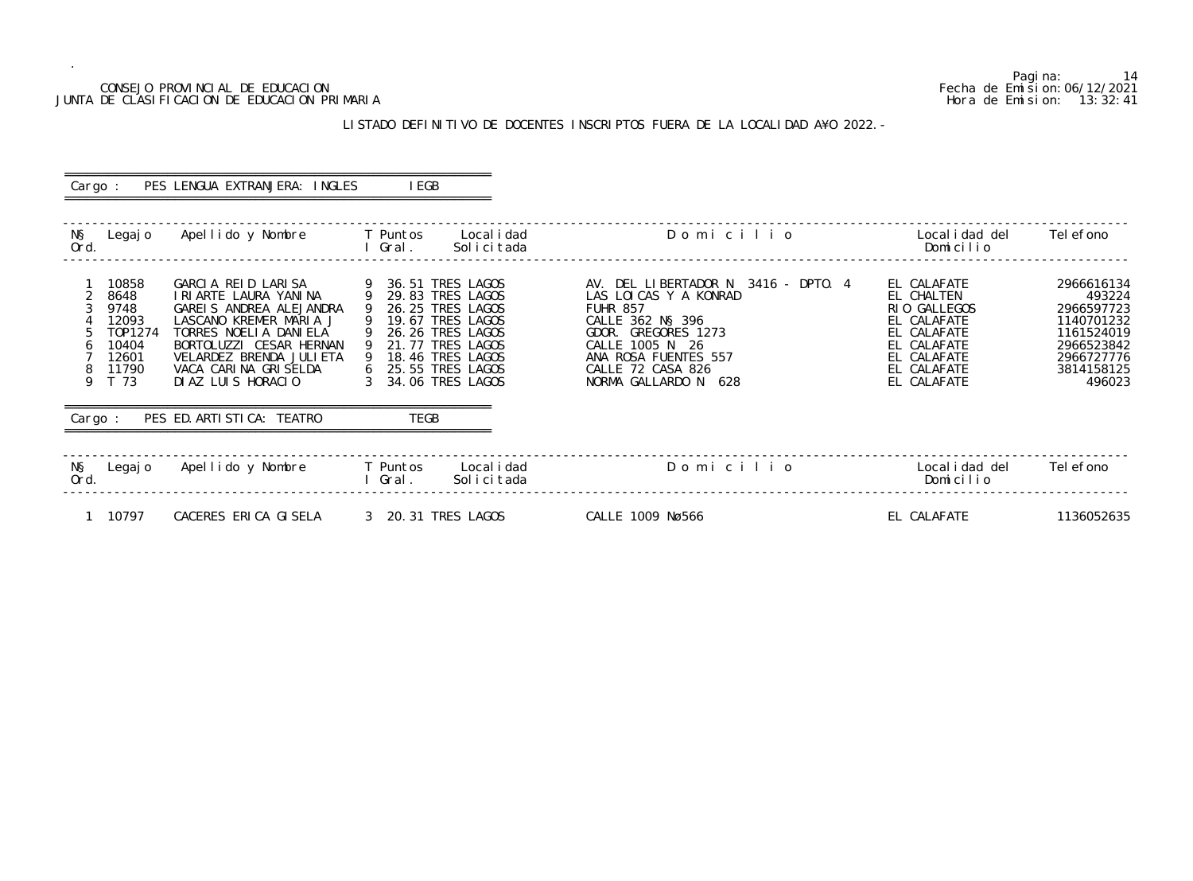CONSEJO PROVINCIAL DE EDUCACION
JUNTA DE CLASIFICACION DE EDUCACION PRIMARIA

Fecha de Emision:06/12/2021
Hora de Emision: 13:32:41

## LISTADO DEFINITIVO DE DOCENTES INSCRIPTOS FUERA DE LA LOCALIDAD A¥O 2022.-

**Cargo : PES LENGUA EXTRANJERA: INGLES IEGB**

| N§ Ord. | Legajo | Apellido y Nombre | T I | Puntos Gral. | Localidad Solicitada | D o m i c i l i o | Localidad del Domicilio | Telefono |
|---|---|---|---|---|---|---|---|---|
| 1 | 10858 | GARCIA REID LARISA | 9 | 36.51 | TRES LAGOS | AV. DEL LIBERTADOR N 3416 - DPTO. 4 | EL CALAFATE | 2966616134 |
| 2 | 8648 | IRIARTE LAURA YANINA | 9 | 29.83 | TRES LAGOS | LAS LOICAS Y A KONRAD | EL CHALTEN | 493224 |
| 3 | 9748 | GAREIS ANDREA ALEJANDRA | 9 | 26.25 | TRES LAGOS | FUHR 857 | RIO GALLEGOS | 2966597723 |
| 4 | 12093 | LASCANO KREMER MARIA J | 9 | 19.67 | TRES LAGOS | CALLE 362 N§ 396 | EL CALAFATE | 1140701232 |
| 5 | TOP1274 | TORRES NOELIA DANIELA | 9 | 26.26 | TRES LAGOS | GDOR. GREGORES 1273 | EL CALAFATE | 1161524019 |
| 6 | 10404 | BORTOLUZZI CESAR HERNAN | 9 | 21.77 | TRES LAGOS | CALLE 1005 N 26 | EL CALAFATE | 2966523842 |
| 7 | 12601 | VELARDEZ BRENDA JULIETA | 9 | 18.46 | TRES LAGOS | ANA ROSA FUENTES 557 | EL CALAFATE | 2966727776 |
| 8 | 11790 | VACA CARINA GRISELDA | 6 | 25.55 | TRES LAGOS | CALLE 72 CASA 826 | EL CALAFATE | 3814158125 |
| 9 | T 73 | DIAZ LUIS HORACIO | 3 | 34.06 | TRES LAGOS | NORMA GALLARDO N 628 | EL CALAFATE | 496023 |

**Cargo : PES ED.ARTISTICA: TEATRO TEGB**

| N§ Ord. | Legajo | Apellido y Nombre | T I | Puntos Gral. | Localidad Solicitada | D o m i c i l i o | Localidad del Domicilio | Telefono |
|---|---|---|---|---|---|---|---|---|
| 1 | 10797 | CACERES ERICA GISELA | 3 | 20.31 | TRES LAGOS | CALLE 1009 Nø566 | EL CALAFATE | 1136052635 |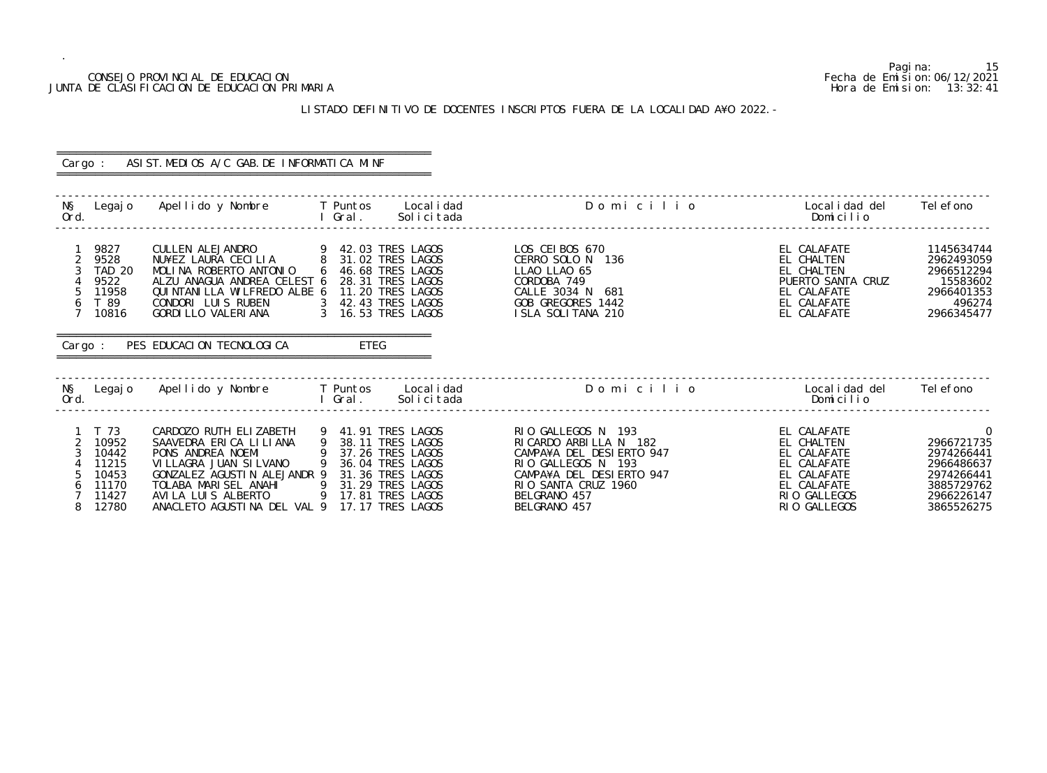CONSEJO PROVINCIAL DE EDUCACION
JUNTA DE CLASIFICACION DE EDUCACION PRIMARIA

Fecha de Emision: 06/12/2021
Hora de Emision: 13:32:41

## LISTADO DEFINITIVO DE DOCENTES INSCRIPTOS FUERA DE LA LOCALIDAD A¥O 2022.-

### Cargo : ASIST.MEDIOS A/C GAB.DE INFORMATICA MINF

| N§ Ord. | Legajo | Apellido y Nombre | T I | Puntos Gral. | Localidad Solicitada | Domicilio | Localidad del Domicilio | Telefono |
|---|---|---|---|---|---|---|---|---|
| 1 | 9827 | CULLEN ALEJANDRO | 9 | 42.03 | TRES LAGOS | LOS CEIBOS 670 | EL CALAFATE | 1145634744 |
| 2 | 9528 | NU¥EZ LAURA CECILIA | 8 | 31.02 | TRES LAGOS | CERRO SOLO N 136 | EL CHALTEN | 2962493059 |
| 3 | TAD 20 | MOLINA ROBERTO ANTONIO | 6 | 46.68 | TRES LAGOS | LLAO LLAO 65 | EL CHALTEN | 2966512294 |
| 4 | 9522 | ALZU ANAGUA ANDREA CELEST | 6 | 28.31 | TRES LAGOS | CORDOBA 749 | PUERTO SANTA CRUZ | 15583602 |
| 5 | 11958 | QUINTANILLA WILFREDO ALBE | 6 | 11.20 | TRES LAGOS | CALLE 3034 N 681 | EL CALAFATE | 2966401353 |
| 6 | T 89 | CONDORI LUIS RUBEN | 3 | 42.43 | TRES LAGOS | GOB GREGORES 1442 | EL CALAFATE | 496274 |
| 7 | 10816 | GORDILLO VALERIANA | 3 | 16.53 | TRES LAGOS | ISLA SOLITANA 210 | EL CALAFATE | 2966345477 |

### Cargo : PES EDUCACION TECNOLOGICA ETEG

| N§ Ord. | Legajo | Apellido y Nombre | T I | Puntos Gral. | Localidad Solicitada | Domicilio | Localidad del Domicilio | Telefono |
|---|---|---|---|---|---|---|---|---|
| 1 | T 73 | CARDOZO RUTH ELIZABETH | 9 | 41.91 | TRES LAGOS | RIO GALLEGOS N 193 | EL CALAFATE | 0 |
| 2 | 10952 | SAAVEDRA ERICA LILIANA | 9 | 38.11 | TRES LAGOS | RICARDO ARBILLA N 182 | EL CHALTEN | 2966721735 |
| 3 | 10442 | PONS ANDREA NOEMI | 9 | 37.26 | TRES LAGOS | CAMPA¥A DEL DESIERTO 947 | EL CALAFATE | 2974266441 |
| 4 | 11215 | VILLAGRA JUAN SILVANO | 9 | 36.04 | TRES LAGOS | RIO GALLEGOS N 193 | EL CALAFATE | 2966486637 |
| 5 | 10453 | GONZALEZ AGUSTIN ALEJANDR | 9 | 31.36 | TRES LAGOS | CAMPA¥A DEL DESIERTO 947 | EL CALAFATE | 2974266441 |
| 6 | 11170 | TOLABA MARISEL ANAHI | 9 | 31.29 | TRES LAGOS | RIO SANTA CRUZ 1960 | EL CALAFATE | 3885729762 |
| 7 | 11427 | AVILA LUIS ALBERTO | 9 | 17.81 | TRES LAGOS | BELGRANO 457 | RIO GALLEGOS | 2966226147 |
| 8 | 12780 | ANACLETO AGUSTINA DEL VAL | 9 | 17.17 | TRES LAGOS | BELGRANO 457 | RIO GALLEGOS | 3865526275 |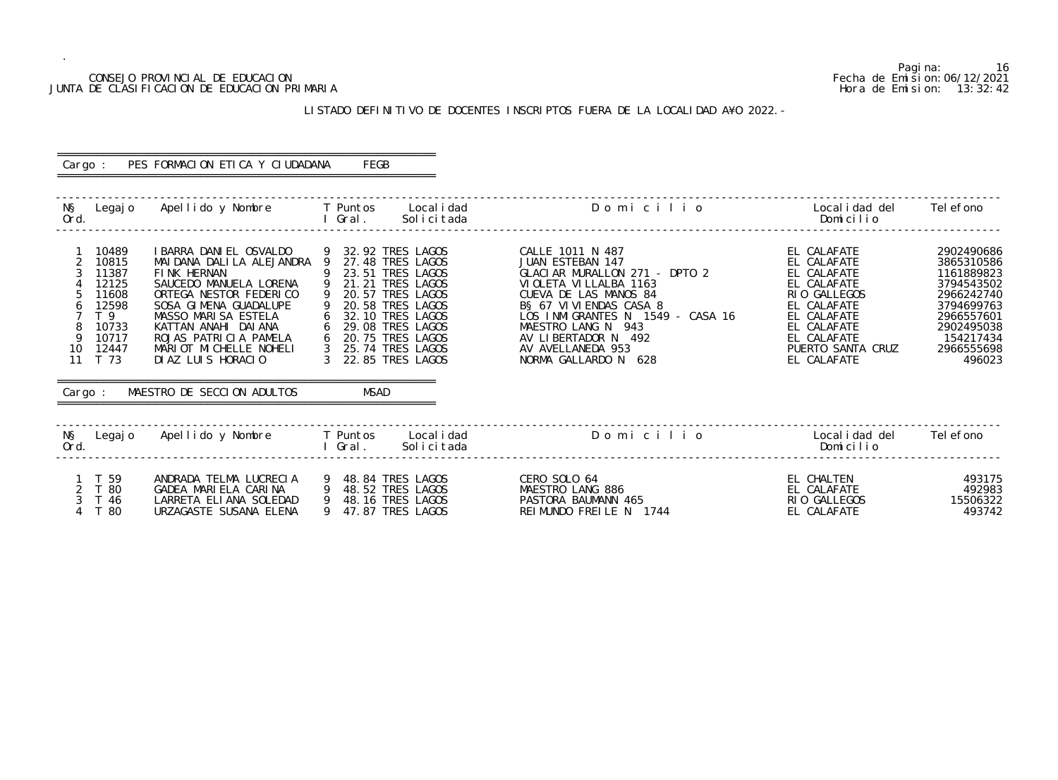CONSEJO PROVINCIAL DE EDUCACION
JUNTA DE CLASIFICACION DE EDUCACION PRIMARIA

Fecha de Emision: 06/12/2021
Hora de Emision: 13:32:42

LISTADO DEFINITIVO DE DOCENTES INSCRIPTOS FUERA DE LA LOCALIDAD A¥O 2022.-

Cargo : PES FORMACION ETICA Y CIUDADANA FEGB

| N§ Ord. | Legajo | Apellido y Nombre | T I | Puntos Gral. | Localidad Solicitada | Domicilio | Localidad del Domicilio | Telefono |
|---|---|---|---|---|---|---|---|---|
| 1 | 10489 | IBARRA DANIEL OSVALDO | 9 | 32.92 | TRES LAGOS | CALLE 1011 N 487 | EL CALAFATE | 2902490686 |
| 2 | 10815 | MAIDANA DALILA ALEJANDRA | 9 | 27.48 | TRES LAGOS | JUAN ESTEBAN 147 | EL CALAFATE | 3865310586 |
| 3 | 11387 | FINK HERNAN | 9 | 23.51 | TRES LAGOS | GLACIAR MURALLON 271 - DPTO 2 | EL CALAFATE | 1161889823 |
| 4 | 12125 | SAUCEDO MANUELA LORENA | 9 | 21.21 | TRES LAGOS | VIOLETA VILLALBA 1163 | EL CALAFATE | 3794543502 |
| 5 | 11608 | ORTEGA NESTOR FEDERICO | 9 | 20.57 | TRES LAGOS | CUEVA DE LAS MANOS 84 | RIO GALLEGOS | 2966242740 |
| 6 | 12598 | SOSA GIMENA GUADALUPE | 9 | 20.58 | TRES LAGOS | B§ 67 VIVIENDAS CASA 8 | EL CALAFATE | 3794699763 |
| 7 | T 9 | MASSO MARISA ESTELA | 6 | 32.10 | TRES LAGOS | LOS INMIGRANTES N 1549 - CASA 16 | EL CALAFATE | 2966557601 |
| 8 | 10733 | KATTAN ANAHI DAIANA | 6 | 29.08 | TRES LAGOS | MAESTRO LANG N 943 | EL CALAFATE | 2902495038 |
| 9 | 10717 | ROJAS PATRICIA PAMELA | 6 | 20.75 | TRES LAGOS | AV LIBERTADOR N 492 | EL CALAFATE | 154217434 |
| 10 | 12447 | MARIOT MICHELLE NOHELI | 3 | 25.74 | TRES LAGOS | AV AVELLANEDA 953 | PUERTO SANTA CRUZ | 2966555698 |
| 11 | T 73 | DIAZ LUIS HORACIO | 3 | 22.85 | TRES LAGOS | NORMA GALLARDO N 628 | EL CALAFATE | 496023 |

Cargo : MAESTRO DE SECCION ADULTOS MSAD

| N§ Ord. | Legajo | Apellido y Nombre | T I | Puntos Gral. | Localidad Solicitada | Domicilio | Localidad del Domicilio | Telefono |
|---|---|---|---|---|---|---|---|---|
| 1 | T 59 | ANDRADA TELMA LUCRECIA | 9 | 48.84 | TRES LAGOS | CERO SOLO 64 | EL CHALTEN | 493175 |
| 2 | T 80 | GADEA MARIELA CARINA | 9 | 48.52 | TRES LAGOS | MAESTRO LANG 886 | EL CALAFATE | 492983 |
| 3 | T 46 | LARRETA ELIANA SOLEDAD | 9 | 48.16 | TRES LAGOS | PASTORA BAUMANN 465 | RIO GALLEGOS | 15506322 |
| 4 | T 80 | URZAGASTE SUSANA ELENA | 9 | 47.87 | TRES LAGOS | REIMUNDO FREILE N 1744 | EL CALAFATE | 493742 |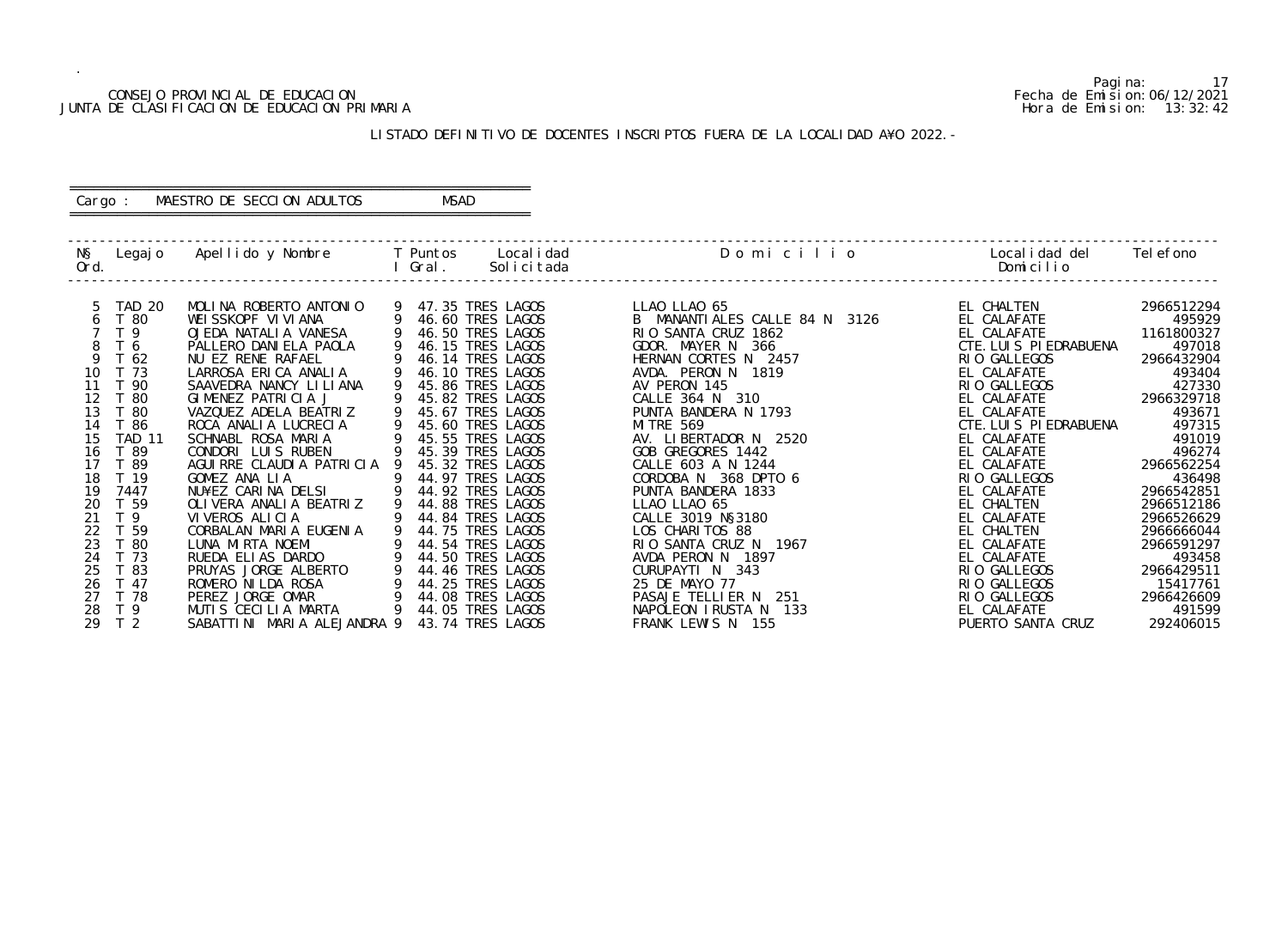CONSEJO PROVINCIAL DE EDUCACION
JUNTA DE CLASIFICACION DE EDUCACION PRIMARIA

Fecha de Emision:06/12/2021
Hora de Emision: 13:32:42

LISTADO DEFINITIVO DE DOCENTES INSCRIPTOS FUERA DE LA LOCALIDAD A¥O 2022.-

Cargo : MAESTRO DE SECCION ADULTOS MSAD

| N§ Ord. | Legajo | Apellido y Nombre | T I | Puntos Gral. | Localidad Solicitada | D o m i c i l i o | Localidad del Domicilio | Telefono |
|---|---|---|---|---|---|---|---|---|
| 5 | TAD 20 | MOLINA ROBERTO ANTONIO | 9 | 47.35 | TRES LAGOS | LLAO LLAO 65 | EL CHALTEN | 2966512294 |
| 6 | T 80 | WEISSKOPF VIVIANA | 9 | 46.60 | TRES LAGOS | B MANANTIALES CALLE 84 N 3126 | EL CALAFATE | 495929 |
| 7 | T 9 | OJEDA NATALIA VANESA | 9 | 46.50 | TRES LAGOS | RIO SANTA CRUZ 1862 | EL CALAFATE | 1161800327 |
| 8 | T 6 | PALLERO DANIELA PAOLA | 9 | 46.15 | TRES LAGOS | GDOR. MAYER N 366 | CTE.LUIS PIEDRABUENA | 497018 |
| 9 | T 62 | NU EZ RENE RAFAEL | 9 | 46.14 | TRES LAGOS | HERNAN CORTES N 2457 | RIO GALLEGOS | 2966432904 |
| 10 | T 73 | LARROSA ERICA ANALIA | 9 | 46.10 | TRES LAGOS | AVDA. PERON N 1819 | EL CALAFATE | 493404 |
| 11 | T 90 | SAAVEDRA NANCY LILIANA | 9 | 45.86 | TRES LAGOS | AV PERON 145 | RIO GALLEGOS | 427330 |
| 12 | T 80 | GIMENEZ PATRICIA J | 9 | 45.82 | TRES LAGOS | CALLE 364 N 310 | EL CALAFATE | 2966329718 |
| 13 | T 80 | VAZQUEZ ADELA BEATRIZ | 9 | 45.67 | TRES LAGOS | PUNTA BANDERA N 1793 | EL CALAFATE | 493671 |
| 14 | T 86 | ROCA ANALIA LUCRECIA | 9 | 45.60 | TRES LAGOS | MITRE 569 | CTE.LUIS PIEDRABUENA | 497315 |
| 15 | TAD 11 | SCHNABL ROSA MARIA | 9 | 45.55 | TRES LAGOS | AV. LIBERTADOR N 2520 | EL CALAFATE | 491019 |
| 16 | T 89 | CONDORI LUIS RUBEN | 9 | 45.39 | TRES LAGOS | GOB GREGORES 1442 | EL CALAFATE | 496274 |
| 17 | T 89 | AGUIRRE CLAUDIA PATRICIA | 9 | 45.32 | TRES LAGOS | CALLE 603 A N 1244 | EL CALAFATE | 2966562254 |
| 18 | T 19 | GOMEZ ANA LIA | 9 | 44.97 | TRES LAGOS | CORDOBA N 368 DPTO 6 | RIO GALLEGOS | 436498 |
| 19 | 7447 | NU¥EZ CARINA DELSI | 9 | 44.92 | TRES LAGOS | PUNTA BANDERA 1833 | EL CALAFATE | 2966542851 |
| 20 | T 59 | OLIVERA ANALIA BEATRIZ | 9 | 44.88 | TRES LAGOS | LLAO LLAO 65 | EL CHALTEN | 2966512186 |
| 21 | T 9 | VIVEROS ALICIA | 9 | 44.84 | TRES LAGOS | CALLE 3019 N§3180 | EL CALAFATE | 2966526629 |
| 22 | T 59 | CORBALAN MARIA EUGENIA | 9 | 44.75 | TRES LAGOS | LOS CHARITOS 88 | EL CHALTEN | 2966666044 |
| 23 | T 80 | LUNA MIRTA NOEMI | 9 | 44.54 | TRES LAGOS | RIO SANTA CRUZ N 1967 | EL CALAFATE | 2966591297 |
| 24 | T 73 | RUEDA ELIAS DARDO | 9 | 44.50 | TRES LAGOS | AVDA PERON N 1897 | EL CALAFATE | 493458 |
| 25 | T 83 | PRUYAS JORGE ALBERTO | 9 | 44.46 | TRES LAGOS | CURUPAYTI N 343 | RIO GALLEGOS | 2966429511 |
| 26 | T 47 | ROMERO NILDA ROSA | 9 | 44.25 | TRES LAGOS | 25 DE MAYO 77 | RIO GALLEGOS | 15417761 |
| 27 | T 78 | PEREZ JORGE OMAR | 9 | 44.08 | TRES LAGOS | PASAJE TELLIER N 251 | RIO GALLEGOS | 2966426609 |
| 28 | T 9 | MUTIS CECILIA MARTA | 9 | 44.05 | TRES LAGOS | NAPOLEON IRUSTA N 133 | EL CALAFATE | 491599 |
| 29 | T 2 | SABATTINI MARIA ALEJANDRA | 9 | 43.74 | TRES LAGOS | FRANK LEWIS N 155 | PUERTO SANTA CRUZ | 292406015 |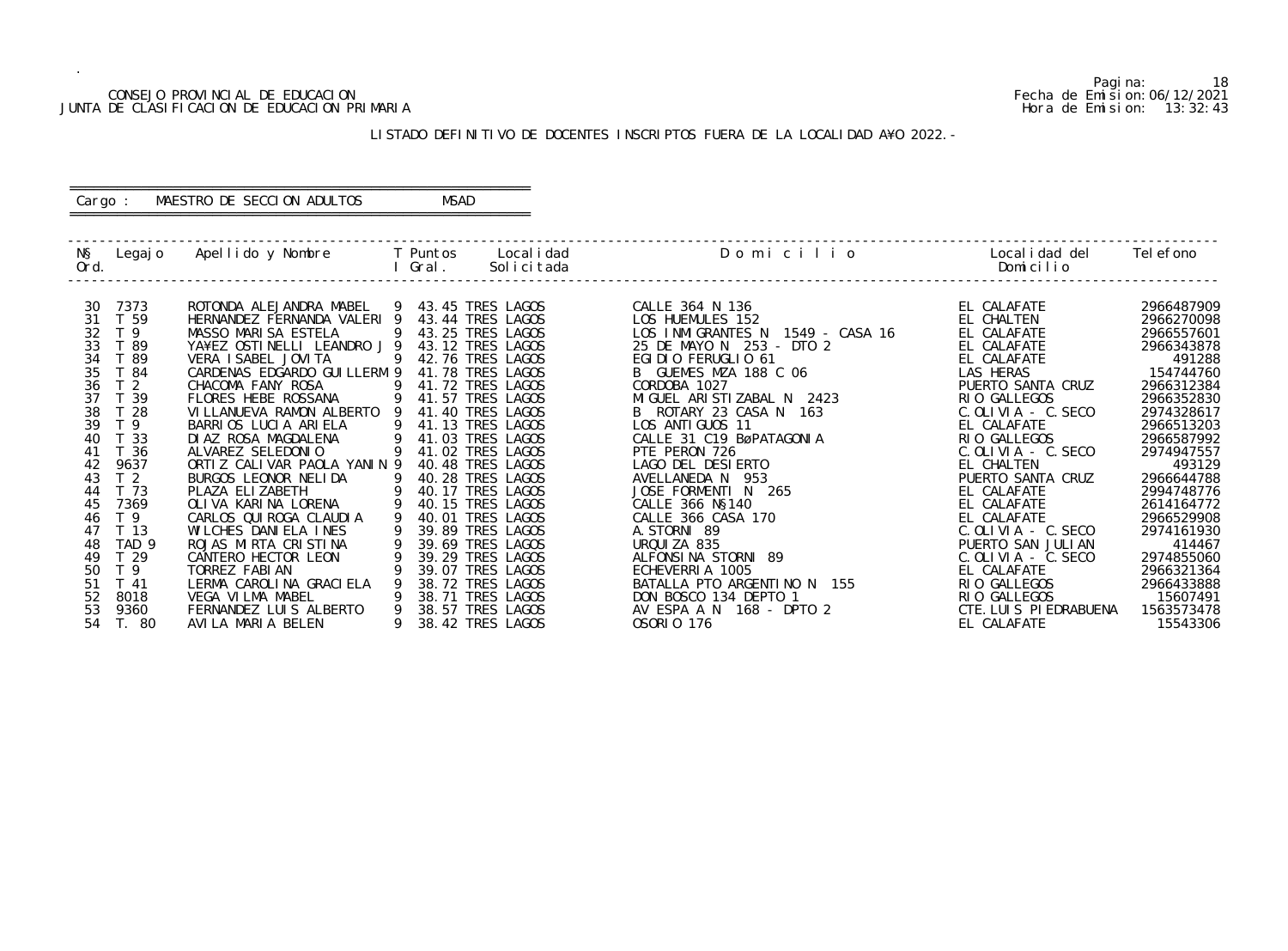CONSEJO PROVINCIAL DE EDUCACION
JUNTA DE CLASIFICACION DE EDUCACION PRIMARIA

Fecha de Emision: 06/12/2021
Hora de Emision: 13:32:43

LISTADO DEFINITIVO DE DOCENTES INSCRIPTOS FUERA DE LA LOCALIDAD A¥O 2022.-

Cargo : MAESTRO DE SECCION ADULTOS MSAD

| N§ Ord. | Legajo | Apellido y Nombre | T I | Puntos Gral. | Localidad Solicitada | D o m i c i l i o | Localidad del Domicilio | Telefono |
|---|---|---|---|---|---|---|---|---|
| 30 | 7373 | ROTONDA ALEJANDRA MABEL | 9 | 43.45 | TRES LAGOS | CALLE 364 N 136 | EL CALAFATE | 2966487909 |
| 31 | T 59 | HERNANDEZ FERNANDA VALERI | 9 | 43.44 | TRES LAGOS | LOS HUEMULES 152 | EL CHALTEN | 2966270098 |
| 32 | T 9 | MASSO MARISA ESTELA | 9 | 43.25 | TRES LAGOS | LOS INMIGRANTES N 1549 - CASA 16 | EL CALAFATE | 2966557601 |
| 33 | T 89 | YA¥EZ OSTINELLI LEANDRO J | 9 | 43.12 | TRES LAGOS | 25 DE MAYO N 253 - DTO 2 | EL CALAFATE | 2966343878 |
| 34 | T 89 | VERA ISABEL JOVITA | 9 | 42.76 | TRES LAGOS | EGIDIO FERUGLIO 61 | EL CALAFATE | 491288 |
| 35 | T 84 | CARDENAS EDGARDO GUILLERM | 9 | 41.78 | TRES LAGOS | B GUEMES MZA 188 C 06 | LAS HERAS | 154744760 |
| 36 | T 2 | CHACOMA FANY ROSA | 9 | 41.72 | TRES LAGOS | CORDOBA 1027 | PUERTO SANTA CRUZ | 2966312384 |
| 37 | T 39 | FLORES HEBE ROSSANA | 9 | 41.57 | TRES LAGOS | MIGUEL ARISTIZABAL N 2423 | RIO GALLEGOS | 2966352830 |
| 38 | T 28 | VILLANUEVA RAMON ALBERTO | 9 | 41.40 | TRES LAGOS | B ROTARY 23 CASA N 163 | C.OLIVIA - C.SECO | 2974328617 |
| 39 | T 9 | BARRIOS LUCIA ARIELA | 9 | 41.13 | TRES LAGOS | LOS ANTIGUOS 11 | EL CALAFATE | 2966513203 |
| 40 | T 33 | DIAZ ROSA MAGDALENA | 9 | 41.03 | TRES LAGOS | CALLE 31 C19 BøPATAGONIA | RIO GALLEGOS | 2966587992 |
| 41 | T 36 | ALVAREZ SELEDONIO | 9 | 41.02 | TRES LAGOS | PTE PERON 726 | C.OLIVIA - C.SECO | 2974947557 |
| 42 | 9637 | ORTIZ CALIVAR PAOLA YANIN | 9 | 40.48 | TRES LAGOS | LAGO DEL DESIERTO | EL CHALTEN | 493129 |
| 43 | T 2 | BURGOS LEONOR NELIDA | 9 | 40.28 | TRES LAGOS | AVELLANEDA N 953 | PUERTO SANTA CRUZ | 2966644788 |
| 44 | T 73 | PLAZA ELIZABETH | 9 | 40.17 | TRES LAGOS | JOSE FORMENTI N 265 | EL CALAFATE | 2994748776 |
| 45 | 7369 | OLIVA KARINA LORENA | 9 | 40.15 | TRES LAGOS | CALLE 366 N§140 | EL CALAFATE | 2614164772 |
| 46 | T 9 | CARLOS QUIROGA CLAUDIA | 9 | 40.01 | TRES LAGOS | CALLE 366 CASA 170 | EL CALAFATE | 2966529908 |
| 47 | T 13 | WILCHES DANIELA INES | 9 | 39.89 | TRES LAGOS | A.STORNI 89 | C.OLIVIA - C.SECO | 2974161930 |
| 48 | TAD 9 | ROJAS MIRTA CRISTINA | 9 | 39.69 | TRES LAGOS | URQUIZA 835 | PUERTO SAN JULIAN | 414467 |
| 49 | T 29 | CANTERO HECTOR LEON | 9 | 39.29 | TRES LAGOS | ALFONSINA STORNI 89 | C.OLIVIA - C.SECO | 2974855060 |
| 50 | T 9 | TORREZ FABIAN | 9 | 39.07 | TRES LAGOS | ECHEVERRIA 1005 | EL CALAFATE | 2966321364 |
| 51 | T 41 | LERMA CAROLINA GRACIELA | 9 | 38.72 | TRES LAGOS | BATALLA PTO ARGENTINO N 155 | RIO GALLEGOS | 2966433888 |
| 52 | 8018 | VEGA VILMA MABEL | 9 | 38.71 | TRES LAGOS | DON BOSCO 134 DEPTO 1 | RIO GALLEGOS | 15607491 |
| 53 | 9360 | FERNANDEZ LUIS ALBERTO | 9 | 38.57 | TRES LAGOS | AV ESPA A N 168 - DPTO 2 | CTE.LUIS PIEDRABUENA | 1563573478 |
| 54 | T. 80 | AVILA MARIA BELEN | 9 | 38.42 | TRES LAGOS | OSORIO 176 | EL CALAFATE | 15543306 |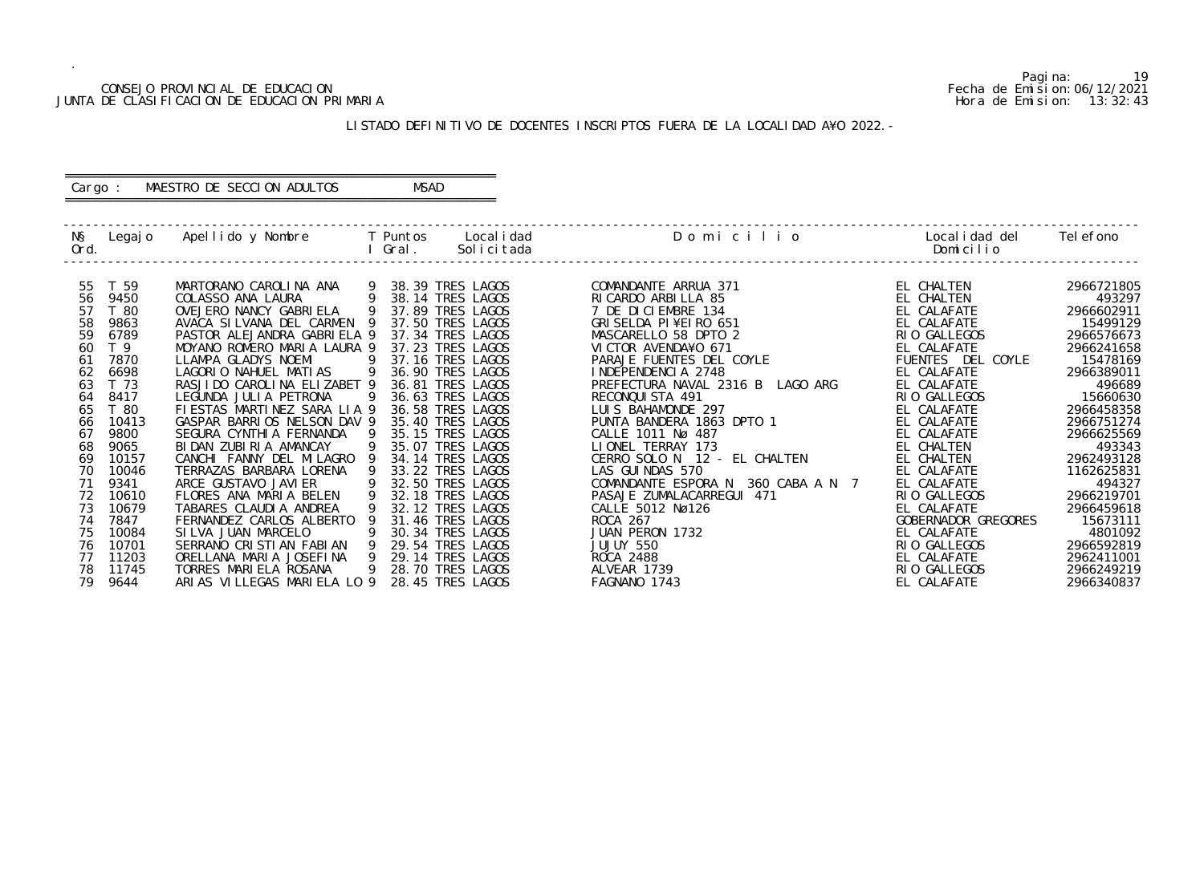CONSEJO PROVINCIAL DE EDUCACION
JUNTA DE CLASIFICACION DE EDUCACION PRIMARIA

Fecha de Emision: 06/12/2021
Hora de Emision: 13:32:43

## LISTADO DEFINITIVO DE DOCENTES INSCRIPTOS FUERA DE LA LOCALIDAD A¥O 2022.-

Cargo : MAESTRO DE SECCION ADULTOS    MSAD

| Nº Ord. | Legajo | Apellido y Nombre | T I | Puntos Gral. | Localidad Solicitada | Domicilio | Localidad del Domicilio | Telefono |
|---|---|---|---|---|---|---|---|---|
| 55 | T 59 | MARTORANO CAROLINA ANA | 9 | 38.39 | TRES LAGOS | COMANDANTE ARRUA 371 | EL CHALTEN | 2966721805 |
| 56 | 9450 | COLASSO ANA LAURA | 9 | 38.14 | TRES LAGOS | RICARDO ARBILLA 85 | EL CHALTEN | 493297 |
| 57 | T 80 | OVEJERO NANCY GABRIELA | 9 | 37.89 | TRES LAGOS | 7 DE DICIEMBRE 134 | EL CALAFATE | 2966602911 |
| 58 | 9863 | AVACA SILVANA DEL CARMEN | 9 | 37.50 | TRES LAGOS | GRISELDA PI¥EIRO 651 | EL CALAFATE | 15499129 |
| 59 | 6789 | PASTOR ALEJANDRA GABRIELA | 9 | 37.34 | TRES LAGOS | MASCARELLO 58 DPTO 2 | RIO GALLEGOS | 2966576673 |
| 60 | T 9 | MOYANO ROMERO MARIA LAURA | 9 | 37.23 | TRES LAGOS | VICTOR AVENDA¥O 671 | EL CALAFATE | 2966241658 |
| 61 | 7870 | LLAMPA GLADYS NOEMI | 9 | 37.16 | TRES LAGOS | PARAJE FUENTES DEL COYLE | FUENTES DEL COYLE | 15478169 |
| 62 | 6698 | LAGORIO NAHUEL MATIAS | 9 | 36.90 | TRES LAGOS | INDEPENDENCIA 2748 | EL CALAFATE | 2966389011 |
| 63 | T 73 | RASJIDO CAROLINA ELIZABET | 9 | 36.81 | TRES LAGOS | PREFECTURA NAVAL 2316 B LAGO ARG | EL CALAFATE | 496689 |
| 64 | 8417 | LEGUNDA JULIA PETRONA | 9 | 36.63 | TRES LAGOS | RECONQUISTA 491 | RIO GALLEGOS | 15660630 |
| 65 | T 80 | FIESTAS MARTINEZ SARA LIA | 9 | 36.58 | TRES LAGOS | LUIS BAHAMONDE 297 | EL CALAFATE | 2966458358 |
| 66 | 10413 | GASPAR BARRIOS NELSON DAV | 9 | 35.40 | TRES LAGOS | PUNTA BANDERA 1863 DPTO 1 | EL CALAFATE | 2966751274 |
| 67 | 9800 | SEGURA CYNTHIA FERNANDA | 9 | 35.15 | TRES LAGOS | CALLE 1011 Nø 487 | EL CALAFATE | 2966625569 |
| 68 | 9065 | BIDAN ZUBIRIA AMANCAY | 9 | 35.07 | TRES LAGOS | LIONEL TERRAY 173 | EL CHALTEN | 493343 |
| 69 | 10157 | CANCHI FANNY DEL MILAGRO | 9 | 34.14 | TRES LAGOS | CERRO SOLO N 12 - EL CHALTEN | EL CHALTEN | 2962493128 |
| 70 | 10046 | TERRAZAS BARBARA LORENA | 9 | 33.22 | TRES LAGOS | LAS GUINDAS 570 | EL CALAFATE | 1162625831 |
| 71 | 9341 | ARCE GUSTAVO JAVIER | 9 | 32.50 | TRES LAGOS | COMANDANTE ESPORA N 360 CABA A N 7 | EL CALAFATE | 494327 |
| 72 | 10610 | FLORES ANA MARIA BELEN | 9 | 32.18 | TRES LAGOS | PASAJE ZUMALACARREGUI 471 | RIO GALLEGOS | 2966219701 |
| 73 | 10679 | TABARES CLAUDIA ANDREA | 9 | 32.12 | TRES LAGOS | CALLE 5012 Nø126 | EL CALAFATE | 2966459618 |
| 74 | 7847 | FERNANDEZ CARLOS ALBERTO | 9 | 31.46 | TRES LAGOS | ROCA 267 | GOBERNADOR GREGORES | 15673111 |
| 75 | 10084 | SILVA JUAN MARCELO | 9 | 30.34 | TRES LAGOS | JUAN PERON 1732 | EL CALAFATE | 4801092 |
| 76 | 10701 | SERRANO CRISTIAN FABIAN | 9 | 29.54 | TRES LAGOS | JUJUY 550 | RIO GALLEGOS | 2966592819 |
| 77 | 11203 | ORELLANA MARIA JOSEFINA | 9 | 29.14 | TRES LAGOS | ROCA 2488 | EL CALAFATE | 2962411001 |
| 78 | 11745 | TORRES MARIELA ROSANA | 9 | 28.70 | TRES LAGOS | ALVEAR 1739 | RIO GALLEGOS | 2966249219 |
| 79 | 9644 | ARIAS VILLEGAS MARIELA LO | 9 | 28.45 | TRES LAGOS | FAGNANO 1743 | EL CALAFATE | 2966340837 |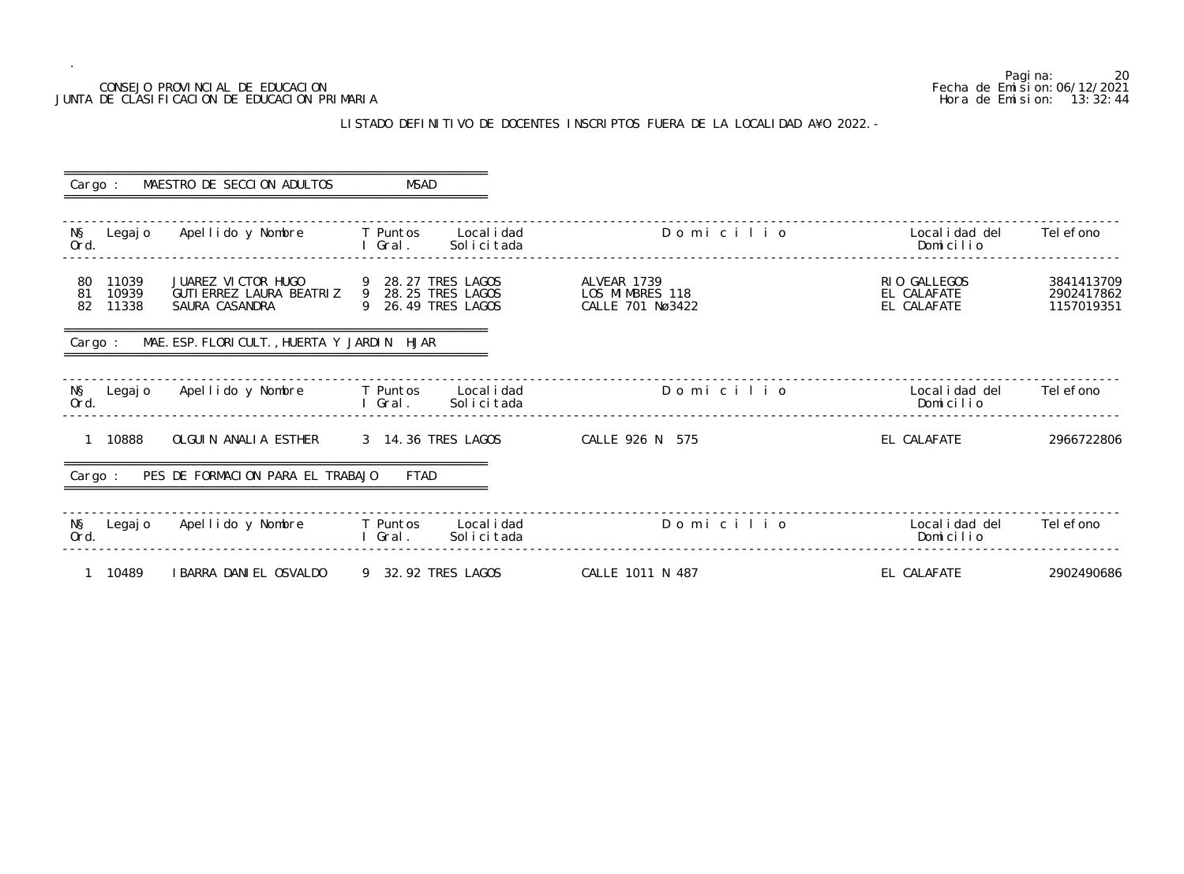CONSEJO PROVINCIAL DE EDUCACION
JUNTA DE CLASIFICACION DE EDUCACION PRIMARIA

Pagina: 20
Fecha de Emision: 06/12/2021
Hora de Emision: 13:32:44

LISTADO DEFINITIVO DE DOCENTES INSCRIPTOS FUERA DE LA LOCALIDAD A¥O 2022.-

Cargo : MAESTRO DE SECCION ADULTOS MSAD

| N§ Ord. | Legajo | Apellido y Nombre | T I | Puntos Gral. | Localidad Solicitada | Domicilio | Localidad del Domicilio | Telefono |
|---|---|---|---|---|---|---|---|---|
| 80 | 11039 | JUAREZ VICTOR HUGO | 9 | 28.27 | TRES LAGOS | ALVEAR 1739 | RIO GALLEGOS | 3841413709 |
| 81 | 10939 | GUTIERREZ LAURA BEATRIZ | 9 | 28.25 | TRES LAGOS | LOS MIMBRES 118 | EL CALAFATE | 2902417862 |
| 82 | 11338 | SAURA CASANDRA | 9 | 26.49 | TRES LAGOS | CALLE 701 Nø3422 | EL CALAFATE | 1157019351 |

Cargo : MAE.ESP.FLORICULT.,HUERTA Y JARDIN HJAR

| N§ Ord. | Legajo | Apellido y Nombre | T I | Puntos Gral. | Localidad Solicitada | Domicilio | Localidad del Domicilio | Telefono |
|---|---|---|---|---|---|---|---|---|
| 1 | 10888 | OLGUIN ANALIA ESTHER | 3 | 14.36 | TRES LAGOS | CALLE 926 N 575 | EL CALAFATE | 2966722806 |

Cargo : PES DE FORMACION PARA EL TRABAJO FTAD

| N§ Ord. | Legajo | Apellido y Nombre | T I | Puntos Gral. | Localidad Solicitada | Domicilio | Localidad del Domicilio | Telefono |
|---|---|---|---|---|---|---|---|---|
| 1 | 10489 | IBARRA DANIEL OSVALDO | 9 | 32.92 | TRES LAGOS | CALLE 1011 N 487 | EL CALAFATE | 2902490686 |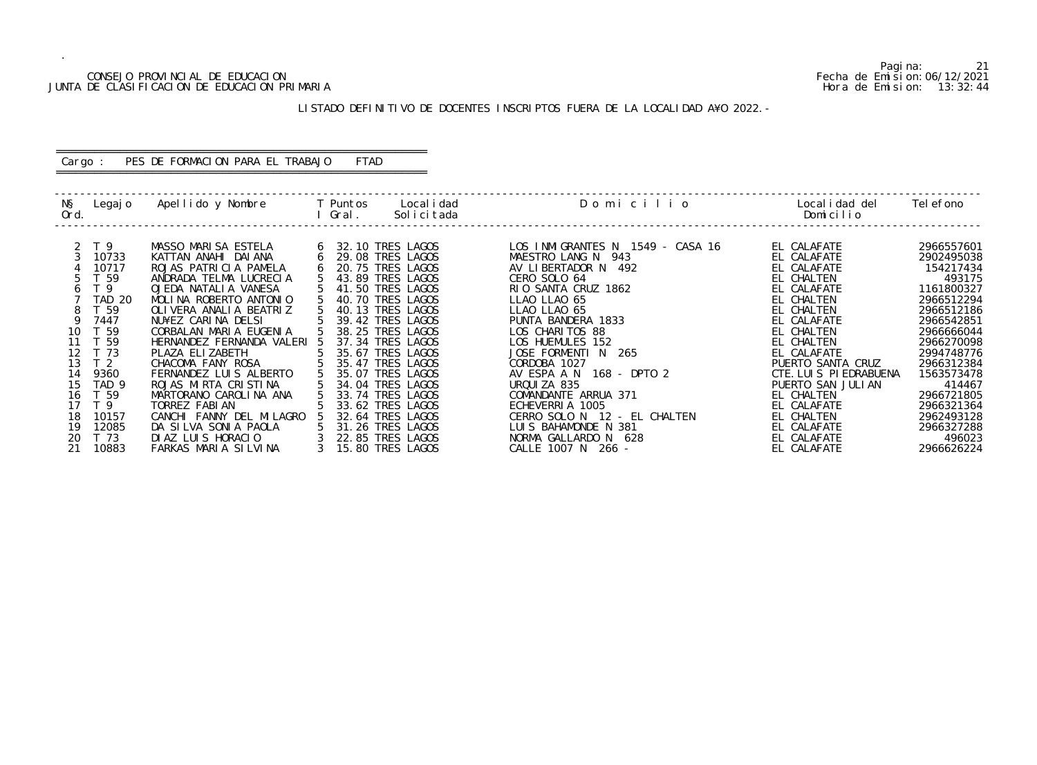CONSEJO PROVINCIAL DE EDUCACION
JUNTA DE CLASIFICACION DE EDUCACION PRIMARIA

Fecha de Emision: 06/12/2021
Hora de Emision: 13:32:44

LISTADO DEFINITIVO DE DOCENTES INSCRIPTOS FUERA DE LA LOCALIDAD A¥O 2022.-

Cargo : PES DE FORMACION PARA EL TRABAJO FTAD

| N§ Ord. | Legajo | Apellido y Nombre | TI | Puntos Gral. | Localidad Solicitada | Domicilio | Localidad del Domicilio | Telefono |
|---|---|---|---|---|---|---|---|---|
| 2 | T 9 | MASSO MARISA ESTELA | 6 | 32.10 | TRES LAGOS | LOS INMIGRANTES N 1549 - CASA 16 | EL CALAFATE | 2966557601 |
| 3 | 10733 | KATTAN ANAHI DAIANA | 6 | 29.08 | TRES LAGOS | MAESTRO LANG N 943 | EL CALAFATE | 2902495038 |
| 4 | 10717 | ROJAS PATRICIA PAMELA | 6 | 20.75 | TRES LAGOS | AV LIBERTADOR N 492 | EL CALAFATE | 154217434 |
| 5 | T 59 | ANDRADA TELMA LUCRECIA | 5 | 43.89 | TRES LAGOS | CERO SOLO 64 | EL CHALTEN | 493175 |
| 6 | T 9 | OJEDA NATALIA VANESA | 5 | 41.50 | TRES LAGOS | RIO SANTA CRUZ 1862 | EL CALAFATE | 1161800327 |
| 7 | TAD 20 | MOLINA ROBERTO ANTONIO | 5 | 40.70 | TRES LAGOS | LLAO LLAO 65 | EL CHALTEN | 2966512294 |
| 8 | T 59 | OLIVERA ANALIA BEATRIZ | 5 | 40.13 | TRES LAGOS | LLAO LLAO 65 | EL CHALTEN | 2966512186 |
| 9 | 7447 | NU¥EZ CARINA DELSI | 5 | 39.42 | TRES LAGOS | PUNTA BANDERA 1833 | EL CALAFATE | 2966542851 |
| 10 | T 59 | CORBALAN MARIA EUGENIA | 5 | 38.25 | TRES LAGOS | LOS CHARITOS 88 | EL CHALTEN | 2966666044 |
| 11 | T 59 | HERNANDEZ FERNANDA VALERI | 5 | 37.34 | TRES LAGOS | LOS HUEMULES 152 | EL CHALTEN | 2966270098 |
| 12 | T 73 | PLAZA ELIZABETH | 5 | 35.67 | TRES LAGOS | JOSE FORMENTI N 265 | EL CALAFATE | 2994748776 |
| 13 | T 2 | CHACOMA FANY ROSA | 5 | 35.47 | TRES LAGOS | CORDOBA 1027 | PUERTO SANTA CRUZ | 2966312384 |
| 14 | 9360 | FERNANDEZ LUIS ALBERTO | 5 | 35.07 | TRES LAGOS | AV ESPA A N 168 - DPTO 2 | CTE.LUIS PIEDRABUENA | 1563573478 |
| 15 | TAD 9 | ROJAS MIRTA CRISTINA | 5 | 34.04 | TRES LAGOS | URQUIZA 835 | PUERTO SAN JULIAN | 414467 |
| 16 | T 59 | MARTORANO CAROLINA ANA | 5 | 33.74 | TRES LAGOS | COMANDANTE ARRUA 371 | EL CHALTEN | 2966721805 |
| 17 | T 9 | TORREZ FABIAN | 5 | 33.62 | TRES LAGOS | ECHEVERRIA 1005 | EL CALAFATE | 2966321364 |
| 18 | 10157 | CANCHI FANNY DEL MILAGRO | 5 | 32.64 | TRES LAGOS | CERRO SOLO N 12 - EL CHALTEN | EL CHALTEN | 2962493128 |
| 19 | 12085 | DA SILVA SONIA PAOLA | 5 | 31.26 | TRES LAGOS | LUIS BAHAMONDE N 381 | EL CALAFATE | 2966327288 |
| 20 | T 73 | DIAZ LUIS HORACIO | 3 | 22.85 | TRES LAGOS | NORMA GALLARDO N 628 | EL CALAFATE | 496023 |
| 21 | 10883 | FARKAS MARIA SILVINA | 3 | 15.80 | TRES LAGOS | CALLE 1007 N 266 - | EL CALAFATE | 2966626224 |